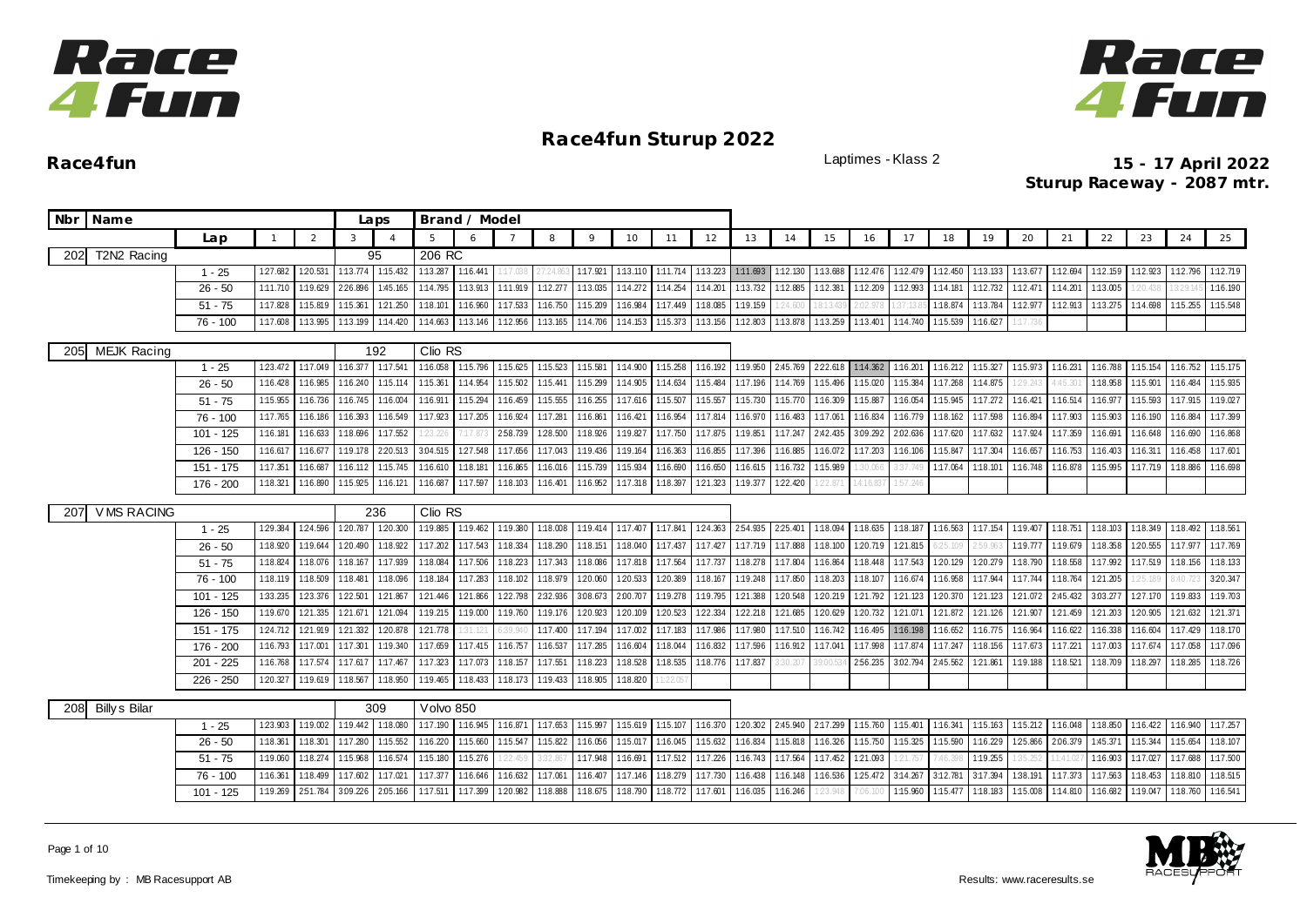# Race4fun Sturup 2022

**Race4fun**

Laptimes - Klass 2

**15 - 17 April 2022**
**Sturup Raceway - 2087 mtr.**

| Nbr | Name | | | | Laps | | Brand / Model | | | | | | | | | | | | | | | | | | | | | |
|---|---|---|---|---|---|---|---|---|---|---|---|---|---|---|---|---|---|---|---|---|---|---|---|---|---|---|---|---|
| | | Lap | 1 | 2 | 3 | 4 | 5 | 6 | 7 | 8 | 9 | 10 | 11 | 12 | 13 | 14 | 15 | 16 | 17 | 18 | 19 | 20 | 21 | 22 | 23 | 24 | 25 |
| 202 | T2N2 Racing | | | | 95 | | 206 RC | | | | | | | | | | | | | | | | | | | | |
| | | 1 - 25 | 1:27.682 | 1:20.531 | 1:13.774 | 1:15.432 | 1:13.287 | 1:16.441 | 1:17.038 | 27:24.863 | 1:17.921 | 1:13.110 | 1:11.714 | 1:13.223 | 1:11.693 | 1:12.130 | 1:13.688 | 1:12.476 | 1:12.479 | 1:12.450 | 1:13.133 | 1:13.677 | 1:12.694 | 1:12.159 | 1:12.923 | 1:12.796 | 1:12.719 |
| | | 26 - 50 | 1:11.710 | 1:19.629 | 2:26.896 | 1:45.165 | 1:14.795 | 1:13.913 | 1:11.919 | 1:12.277 | 1:13.035 | 1:14.272 | 1:14.254 | 1:14.201 | 1:13.732 | 1:12.885 | 1:12.381 | 1:12.209 | 1:12.993 | 1:14.181 | 1:12.732 | 1:12.471 | 1:14.201 | 1:13.005 | 1:20.438 | 13:29.145 | 1:16.190 |
| | | 51 - 75 | 1:17.828 | 1:15.819 | 1:15.361 | 1:21.250 | 1:18.101 | 1:16.960 | 1:17.533 | 1:16.750 | 1:15.209 | 1:16.984 | 1:17.449 | 1:18.085 | 1:19.159 | 1:24.600 | 18:13.432 | 2:02.978 | 1:37:13.85 | 1:18.874 | 1:13.784 | 1:12.977 | 1:12.913 | 1:13.275 | 1:14.698 | 1:15.255 | 1:15.548 |
| | | 76 - 100 | 1:17.608 | 1:13.995 | 1:13.199 | 1:14.420 | 1:14.663 | 1:13.146 | 1:12.956 | 1:13.165 | 1:14.706 | 1:14.153 | 1:15.373 | 1:13.156 | 1:12.803 | 1:13.878 | 1:13.259 | 1:13.401 | 1:14.740 | 1:15.539 | 1:16.627 | 1:17.736 | | | | | |
| 205 | MEJK Racing | | | | 192 | | Clio RS | | | | | | | | | | | | | | | | | | | | |
| | | 1 - 25 | 1:23.472 | 1:17.049 | 1:16.377 | 1:17.541 | 1:16.058 | 1:15.796 | 1:15.625 | 1:15.523 | 1:15.581 | 1:14.900 | 1:15.258 | 1:16.192 | 1:19.950 | 2:45.769 | 2:22.618 | 1:14.362 | 1:16.201 | 1:16.212 | 1:15.327 | 1:15.973 | 1:16.231 | 1:16.788 | 1:15.154 | 1:16.752 | 1:15.175 |
| | | 26 - 50 | 1:16.428 | 1:16.985 | 1:16.240 | 1:15.114 | 1:15.361 | 1:14.954 | 1:15.502 | 1:15.441 | 1:15.299 | 1:14.905 | 1:14.634 | 1:15.484 | 1:17.196 | 1:14.769 | 1:15.496 | 1:15.020 | 1:15.384 | 1:17.268 | 1:14.875 | 1:29.243 | 4:45.301 | 1:18.958 | 1:15.901 | 1:16.484 | 1:15.935 |
| | | 51 - 75 | 1:15.955 | 1:16.736 | 1:16.745 | 1:16.004 | 1:16.911 | 1:15.294 | 1:16.459 | 1:15.555 | 1:16.255 | 1:17.616 | 1:15.507 | 1:15.557 | 1:15.730 | 1:15.770 | 1:16.309 | 1:15.887 | 1:16.054 | 1:15.945 | 1:17.272 | 1:16.421 | 1:16.514 | 1:16.977 | 1:15.593 | 1:17.915 | 1:19.027 |
| | | 76 - 100 | 1:17.765 | 1:16.186 | 1:16.393 | 1:16.549 | 1:17.923 | 1:17.205 | 1:16.924 | 1:17.281 | 1:16.861 | 1:16.421 | 1:16.954 | 1:17.814 | 1:16.970 | 1:16.483 | 1:17.061 | 1:16.834 | 1:16.779 | 1:18.162 | 1:17.598 | 1:16.894 | 1:17.903 | 1:15.903 | 1:16.190 | 1:16.884 | 1:17.399 |
| | | 101 - 125 | 1:16.181 | 1:16.633 | 1:18.696 | 1:17.552 | 1:23.226 | 7:17.873 | 2:58.739 | 1:28.500 | 1:18.926 | 1:19.827 | 1:17.750 | 1:17.875 | 1:19.851 | 1:17.247 | 2:42.435 | 3:09.292 | 2:02.636 | 1:17.620 | 1:17.632 | 1:17.924 | 1:17.359 | 1:16.691 | 1:16.648 | 1:16.690 | 1:16.868 |
| | | 126 - 150 | 1:16.617 | 1:16.677 | 1:19.178 | 2:20.513 | 3:04.515 | 1:27.548 | 1:17.656 | 1:17.043 | 1:19.436 | 1:19.164 | 1:16.363 | 1:16.855 | 1:17.396 | 1:16.885 | 1:16.072 | 1:17.203 | 1:16.106 | 1:15.847 | 1:17.304 | 1:16.657 | 1:16.753 | 1:16.403 | 1:16.311 | 1:16.458 | 1:17.601 |
| | | 151 - 175 | 1:17.351 | 1:16.687 | 1:16.112 | 1:15.745 | 1:16.610 | 1:18.181 | 1:16.865 | 1:16.016 | 1:15.739 | 1:15.934 | 1:16.690 | 1:16.650 | 1:16.615 | 1:16.732 | 1:15.989 | 1:30.066 | 3:37.749 | 1:17.064 | 1:18.101 | 1:16.748 | 1:16.878 | 1:15.995 | 1:17.719 | 1:18.886 | 1:16.698 |
| | | 176 - 200 | 1:18.321 | 1:16.890 | 1:15.925 | 1:16.121 | 1:16.687 | 1:17.597 | 1:18.103 | 1:16.401 | 1:16.952 | 1:17.318 | 1:18.397 | 1:21.323 | 1:19.377 | 1:22.420 | 1:22.871 | 14:16.837 | 1:57.246 | | | | | | | | |
| 207 | V MS RACING | | | | 236 | | Clio RS | | | | | | | | | | | | | | | | | | | | |
| | | 1 - 25 | 1:29.384 | 1:24.596 | 1:20.787 | 1:20.300 | 1:19.885 | 1:19.462 | 1:19.380 | 1:18.008 | 1:19.414 | 1:17.407 | 1:17.841 | 1:24.363 | 2:54.935 | 2:25.401 | 1:18.094 | 1:18.635 | 1:18.187 | 1:16.563 | 1:17.154 | 1:19.407 | 1:18.751 | 1:18.103 | 1:18.349 | 1:18.492 | 1:18.561 |
| | | 26 - 50 | 1:18.920 | 1:19.644 | 1:20.490 | 1:18.922 | 1:17.202 | 1:17.543 | 1:18.334 | 1:18.290 | 1:18.151 | 1:18.040 | 1:17.437 | 1:17.427 | 1:17.719 | 1:17.888 | 1:18.100 | 1:20.719 | 1:21.815 | 6:25.109 | 2:59.963 | 1:19.777 | 1:19.679 | 1:18.358 | 1:20.555 | 1:17.977 | 1:17.769 |
| | | 51 - 75 | 1:18.824 | 1:18.076 | 1:18.167 | 1:17.939 | 1:18.084 | 1:17.506 | 1:18.223 | 1:17.343 | 1:18.086 | 1:17.818 | 1:17.564 | 1:17.737 | 1:18.278 | 1:17.804 | 1:16.864 | 1:18.448 | 1:17.543 | 1:20.129 | 1:20.279 | 1:18.790 | 1:18.558 | 1:17.992 | 1:17.519 | 1:18.156 | 1:18.133 |
| | | 76 - 100 | 1:18.119 | 1:18.509 | 1:18.481 | 1:18.096 | 1:18.184 | 1:17.283 | 1:18.102 | 1:18.979 | 1:20.060 | 1:20.533 | 1:20.389 | 1:18.167 | 1:19.248 | 1:17.850 | 1:18.203 | 1:18.107 | 1:16.674 | 1:16.958 | 1:17.944 | 1:17.744 | 1:18.764 | 1:21.205 | 1:25.189 | 8:40.723 | 3:20.347 |
| | | 101 - 125 | 1:33.235 | 1:23.376 | 1:22.501 | 1:21.867 | 1:21.446 | 1:21.866 | 1:22.798 | 2:32.936 | 3:08.673 | 2:00.707 | 1:19.278 | 1:19.795 | 1:21.388 | 1:20.548 | 1:20.219 | 1:21.792 | 1:21.123 | 1:20.370 | 1:21.123 | 1:21.072 | 2:45.432 | 3:03.277 | 1:27.170 | 1:19.833 | 1:19.703 |
| | | 126 - 150 | 1:19.670 | 1:21.335 | 1:21.671 | 1:21.094 | 1:19.215 | 1:19.000 | 1:19.760 | 1:19.176 | 1:20.923 | 1:20.109 | 1:20.523 | 1:22.334 | 1:22.218 | 1:21.685 | 1:20.629 | 1:20.732 | 1:21.071 | 1:21.872 | 1:21.126 | 1:21.907 | 1:21.459 | 1:21.203 | 1:20.905 | 1:21.632 | 1:21.371 |
| | | 151 - 175 | 1:24.712 | 1:21.919 | 1:21.332 | 1:20.878 | 1:21.778 | 1:31.121 | 6:39.940 | 1:17.400 | 1:17.194 | 1:17.002 | 1:17.183 | 1:17.986 | 1:17.980 | 1:17.510 | 1:16.742 | 1:16.495 | 1:16.198 | 1:16.652 | 1:16.775 | 1:16.964 | 1:16.622 | 1:16.338 | 1:16.604 | 1:17.429 | 1:18.170 |
| | | 176 - 200 | 1:16.793 | 1:17.001 | 1:17.301 | 1:19.340 | 1:17.659 | 1:17.415 | 1:16.757 | 1:16.537 | 1:17.285 | 1:16.604 | 1:18.044 | 1:16.832 | 1:17.596 | 1:16.912 | 1:17.041 | 1:17.998 | 1:17.874 | 1:17.247 | 1:18.156 | 1:17.673 | 1:17.221 | 1:17.003 | 1:17.674 | 1:17.058 | 1:17.096 |
| | | 201 - 225 | 1:16.768 | 1:17.574 | 1:17.617 | 1:17.467 | 1:17.323 | 1:17.073 | 1:18.157 | 1:17.551 | 1:18.223 | 1:18.528 | 1:18.535 | 1:18.776 | 1:17.837 | 3:30.207 | 39:00.534 | 2:56.235 | 3:02.794 | 2:45.562 | 1:21.861 | 1:19.188 | 1:18.521 | 1:18.709 | 1:18.297 | 1:18.285 | 1:18.726 |
| | | 226 - 250 | 1:20.327 | 1:19.619 | 1:18.567 | 1:18.950 | 1:19.465 | 1:18.433 | 1:18.173 | 1:19.433 | 1:18.905 | 1:18.820 | 11:22.057 | | | | | | | | | | | | | | |
| 208 | Billy s Bilar | | | | 309 | | Volvo 850 | | | | | | | | | | | | | | | | | | | | |
| | | 1 - 25 | 1:23.903 | 1:19.002 | 1:19.442 | 1:18.080 | 1:17.190 | 1:16.945 | 1:16.871 | 1:17.653 | 1:15.997 | 1:15.619 | 1:15.107 | 1:16.370 | 1:20.302 | 2:45.940 | 2:17.299 | 1:15.760 | 1:15.401 | 1:16.341 | 1:15.163 | 1:15.212 | 1:16.048 | 1:18.850 | 1:16.422 | 1:16.940 | 1:17.257 |
| | | 26 - 50 | 1:18.361 | 1:18.301 | 1:17.280 | 1:15.552 | 1:16.220 | 1:15.660 | 1:15.547 | 1:15.822 | 1:16.056 | 1:15.017 | 1:16.045 | 1:15.632 | 1:16.834 | 1:15.818 | 1:16.326 | 1:15.750 | 1:15.325 | 1:15.590 | 1:16.229 | 1:25.866 | 2:06.379 | 1:45.371 | 1:15.344 | 1:15.654 | 1:18.107 |
| | | 51 - 75 | 1:19.060 | 1:18.274 | 1:15.968 | 1:16.574 | 1:15.180 | 1:15.276 | 1:22.459 | 3:32.867 | 1:17.948 | 1:16.691 | 1:17.512 | 1:17.226 | 1:16.743 | 1:17.564 | 1:17.452 | 1:21.093 | 1:21.757 | 7:46.398 | 1:19.255 | 1:35.252 | 11:41.027 | 1:16.903 | 1:17.027 | 1:17.688 | 1:17.500 |
| | | 76 - 100 | 1:16.361 | 1:18.499 | 1:17.602 | 1:17.021 | 1:17.377 | 1:16.646 | 1:16.632 | 1:17.061 | 1:16.407 | 1:17.146 | 1:18.279 | 1:17.730 | 1:16.438 | 1:16.148 | 1:16.536 | 1:25.472 | 3:14.267 | 3:12.781 | 3:17.394 | 1:38.191 | 1:17.373 | 1:17.563 | 1:18.453 | 1:18.810 | 1:18.515 |
| | | 101 - 125 | 1:19.269 | 2:51.784 | 3:09.226 | 2:05.166 | 1:17.511 | 1:17.399 | 1:20.982 | 1:18.888 | 1:18.675 | 1:18.790 | 1:18.772 | 1:17.601 | 1:16.035 | 1:16.246 | 1:23.948 | 7:06.100 | 1:15.960 | 1:15.477 | 1:18.183 | 1:15.008 | 1:14.810 | 1:16.682 | 1:19.047 | 1:18.760 | 1:16.541 |

Timekeeping by : MB Racesupport AB

Results: www.raceresults.se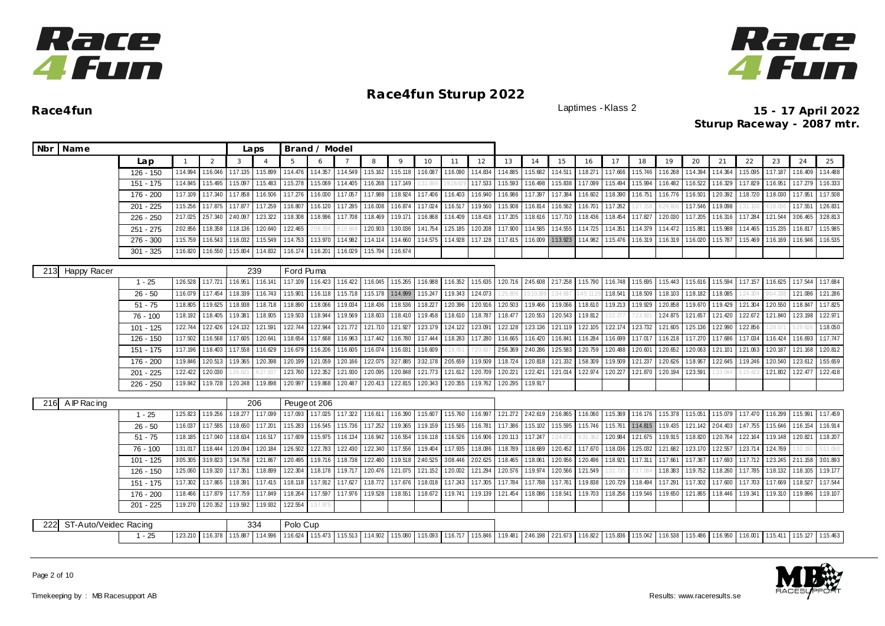# Race4fun Sturup 2022

**Race4fun**

Laptimes - Klass 2

**15 - 17 April 2022**
**Sturup Raceway - 2087 mtr.**

| Nbr | Name | | Laps | Brand / Model |
|---|---|---|---|---|

| Lap | 1 | 2 | 3 | 4 | 5 | 6 | 7 | 8 | 9 | 10 | 11 | 12 | 13 | 14 | 15 | 16 | 17 | 18 | 19 | 20 | 21 | 22 | 23 | 24 | 25 |
|---|---|---|---|---|---|---|---|---|---|---|---|---|---|---|---|---|---|---|---|---|---|---|---|---|---|
| 126 - 150 | 1:14.994 | 1:16.046 | 1:17.135 | 1:15.899 | 1:14.476 | 1:14.357 | 1:14.549 | 1:15.162 | 1:15.118 | 1:16.087 | 1:16.090 | 1:14.834 | 1:14.885 | 1:15.682 | 1:14.511 | 1:18.271 | 1:17.666 | 1:15.746 | 1:16.268 | 1:14.394 | 1:14.364 | 1:15.095 | 1:17.187 | 1:16.409 | 1:14.488 |
| 151 - 175 | 1:14.845 | 1:15.495 | 1:15.097 | 1:15.483 | 1:15.278 | 1:15.069 | 1:14.405 | 1:16.268 | 1:17.149 | 1:31.699 | 19:28.629 | 1:17.533 | 1:15.593 | 1:16.498 | 1:15.838 | 1:17.099 | 1:15.494 | 1:15.994 | 1:16.482 | 1:16.522 | 1:16.329 | 1:17.829 | 1:16.951 | 1:17.279 | 1:16.333 |
| 176 - 200 | 1:17.109 | 1:17.340 | 1:17.858 | 1:16.506 | 1:17.276 | 1:16.000 | 1:17.057 | 1:17.988 | 1:18.924 | 1:17.406 | 1:16.403 | 1:16.940 | 1:16.986 | 1:17.397 | 1:17.384 | 1:16.602 | 1:18.390 | 1:16.751 | 1:16.776 | 1:16.501 | 1:20.392 | 1:18.720 | 1:18.030 | 1:17.951 | 1:17.508 |
| 201 - 225 | 1:15.256 | 1:17.875 | 1:17.877 | 1:17.259 | 1:16.807 | 1:16.120 | 1:17.285 | 1:16.008 | 1:16.874 | 1:17.024 | 1:16.517 | 1:19.560 | 1:15.908 | 1:16.814 | 1:16.562 | 1:16.701 | 1:17.262 | 1:27.158 | 6:29.606 | 1:17.546 | 1:19.098 | 1:31.100 | 4:18.056 | 1:17.551 | 1:26.831 |
| 226 - 250 | 2:17.025 | 2:57.340 | 2:40.097 | 1:23.322 | 1:18.308 | 1:18.996 | 1:17.708 | 1:18.469 | 1:19.171 | 1:16.868 | 1:16.409 | 1:18.418 | 1:17.205 | 1:18.616 | 1:17.710 | 1:18.436 | 1:18.454 | 1:17.827 | 1:20.030 | 1:17.205 | 1:16.316 | 1:17.284 | 1:21.544 | 3:06.465 | 3:28.813 |
| 251 - 275 | 2:02.856 | 1:18.358 | 1:18.136 | 1:20.640 | 1:22.465 | 2:08.334 | 8:10.848 | 1:20.903 | 1:30.036 | 1:41.754 | 1:25.185 | 1:20.208 | 1:17.900 | 1:14.585 | 1:14.555 | 1:14.725 | 1:14.351 | 1:14.379 | 1:14.472 | 1:15.881 | 1:15.988 | 1:14.465 | 1:15.235 | 1:16.817 | 1:15.985 |
| 276 - 300 | 1:15.759 | 1:16.543 | 1:16.032 | 1:15.549 | 1:14.753 | 1:13.970 | 1:14.982 | 1:14.114 | 1:14.660 | 1:14.575 | 1:14.928 | 1:17.128 | 1:17.615 | 1:16.009 | 1:13.923 | 1:14.982 | 1:15.476 | 1:16.319 | 1:16.319 | 1:16.020 | 1:15.787 | 1:15.469 | 1:16.169 | 1:16.946 | 1:16.535 |
| 301 - 325 | 1:16.820 | 1:16.550 | 1:15.804 | 1:14.832 | 1:16.174 | 1:16.201 | 1:16.029 | 1:15.794 | 1:16.674 | | | | | | | | | | | | | | | | |

**213 Happy Racer** — Laps: 239 — Ford Puma

| Lap | 1 | 2 | 3 | 4 | 5 | 6 | 7 | 8 | 9 | 10 | 11 | 12 | 13 | 14 | 15 | 16 | 17 | 18 | 19 | 20 | 21 | 22 | 23 | 24 | 25 |
|---|---|---|---|---|---|---|---|---|---|---|---|---|---|---|---|---|---|---|---|---|---|---|---|---|---|
| 1 - 25 | 1:26.528 | 1:17.721 | 1:16.951 | 1:16.141 | 1:17.109 | 1:16.423 | 1:16.422 | 1:16.045 | 1:15.265 | 1:16.988 | 1:16.352 | 1:15.635 | 1:20.716 | 2:45.608 | 2:17.258 | 1:15.790 | 1:16.748 | 1:15.695 | 1:15.443 | 1:15.616 | 1:15.594 | 1:17.157 | 1:16.625 | 1:17.544 | 1:17.684 |
| 26 - 50 | 1:16.079 | 1:17.454 | 1:18.339 | 1:16.743 | 1:15.901 | 1:16.118 | 1:15.718 | 1:15.178 | 1:14.999 | 1:15.247 | 1:19.343 | 1:24.073 | 1:25.806 | 15:10.399 | 1:34.687 | 1:45:11.26 | 1:18.541 | 1:18.509 | 1:18.103 | 1:18.182 | 1:18.085 | 1:24.304 | 9:04.338 | 1:21.086 | 1:21.286 |
| 51 - 75 | 1:18.805 | 1:19.625 | 1:18.938 | 1:18.718 | 1:18.890 | 1:18.066 | 1:19.034 | 1:18.436 | 1:18.536 | 1:18.227 | 1:20.396 | 1:20.916 | 1:20.503 | 1:19.466 | 1:19.066 | 1:18.610 | 1:19.213 | 1:19.929 | 1:20.858 | 1:19.670 | 1:19.429 | 1:21.304 | 1:20.550 | 1:18.847 | 1:17.825 |
| 76 - 100 | 1:18.192 | 1:18.405 | 1:19.381 | 1:18.905 | 1:19.503 | 1:18.944 | 1:19.569 | 1:18.603 | 1:18.410 | 1:19.458 | 1:18.610 | 1:18.787 | 1:18.477 | 1:20.553 | 1:20.543 | 1:19.812 | 1:22.277 | 7:23.931 | 1:24.875 | 1:21.657 | 1:21.420 | 1:22.672 | 1:21.840 | 1:23.198 | 1:22.971 |
| 101 - 125 | 1:22.744 | 1:22.426 | 1:24.132 | 1:21.591 | 1:22.744 | 1:22.944 | 1:21.772 | 1:21.710 | 1:21.927 | 1:23.179 | 1:24.122 | 1:23.091 | 1:22.128 | 1:23.136 | 1:21.119 | 1:22.105 | 1:22.174 | 1:23.732 | 1:21.605 | 1:25.136 | 1:22.990 | 1:22.856 | 1:28.571 | 5:29.626 | 1:18.050 |
| 126 - 150 | 1:17.502 | 1:16.568 | 1:17.605 | 1:20.641 | 1:18.654 | 1:17.668 | 1:16.963 | 1:17.442 | 1:16.780 | 1:17.444 | 1:18.283 | 1:17.280 | 1:16.665 | 1:16.420 | 1:16.841 | 1:16.284 | 1:16.699 | 1:17.017 | 1:16.218 | 1:17.270 | 1:17.686 | 1:17.034 | 1:16.424 | 1:16.693 | 1:17.747 |
| 151 - 175 | 1:17.196 | 1:18.403 | 1:17.558 | 1:16.629 | 1:16.679 | 1:16.206 | 1:16.605 | 1:16.074 | 1:16.031 | 1:16.609 | 1:19.051 | 7:20.837 | 2:56.369 | 2:40.286 | 1:25.583 | 1:20.759 | 1:20.488 | 1:20.601 | 1:20.652 | 1:20.063 | 1:21.101 | 1:21.063 | 1:20.187 | 1:21.168 | 1:20.812 |
| 176 - 200 | 1:19.846 | 1:20.513 | 1:19.365 | 1:20.398 | 1:20.199 | 1:21.059 | 1:20.166 | 1:22.075 | 3:27.885 | 3:32.178 | 2:05.659 | 1:19.509 | 1:18.724 | 1:20.818 | 1:21.332 | 1:58.309 | 1:19.509 | 1:21.237 | 1:20.626 | 1:18.967 | 1:22.645 | 1:19.246 | 1:20.540 | 1:23.612 | 1:55.659 |
| 201 - 225 | 1:22.422 | 1:20.030 | 1:26.621 | 6:37.837 | 1:23.760 | 1:22.352 | 1:21.930 | 1:20.095 | 1:20.848 | 1:21.773 | 1:21.612 | 1:20.709 | 1:20.221 | 1:22.421 | 1:21.014 | 1:22.974 | 1:20.227 | 1:21.870 | 1:20.194 | 1:23.591 | 1:33.044 | 5:15.423 | 1:21.802 | 1:22.477 | 1:22.418 |
| 226 - 250 | 1:19.842 | 1:19.728 | 1:20.248 | 1:19.898 | 1:20.997 | 1:19.868 | 1:20.487 | 1:20.413 | 1:22.815 | 1:20.343 | 1:20.355 | 1:19.762 | 1:20.295 | 1:19.917 | | | | | | | | | | | |

**216 AIP Racing** — Laps: 206 — Peugeot 206

| Lap | 1 | 2 | 3 | 4 | 5 | 6 | 7 | 8 | 9 | 10 | 11 | 12 | 13 | 14 | 15 | 16 | 17 | 18 | 19 | 20 | 21 | 22 | 23 | 24 | 25 |
|---|---|---|---|---|---|---|---|---|---|---|---|---|---|---|---|---|---|---|---|---|---|---|---|---|---|
| 1 - 25 | 1:25.823 | 1:19.256 | 1:18.277 | 1:17.099 | 1:17.093 | 1:17.025 | 1:17.322 | 1:16.611 | 1:16.390 | 1:15.607 | 1:15.760 | 1:16.997 | 1:21.272 | 2:42.619 | 2:16.865 | 1:16.060 | 1:15.369 | 1:16.176 | 1:15.378 | 1:15.051 | 1:15.079 | 1:17.470 | 1:16.299 | 1:15.991 | 1:17.459 |
| 26 - 50 | 1:16.037 | 1:17.585 | 1:18.650 | 1:17.201 | 1:15.283 | 1:16.545 | 1:15.736 | 1:17.252 | 1:19.365 | 1:19.159 | 1:15.565 | 1:16.781 | 1:17.386 | 1:15.102 | 1:15.595 | 1:15.746 | 1:15.761 | 1:14.815 | 1:19.435 | 1:21.142 | 2:04.403 | 1:47.755 | 1:15.646 | 1:16.154 | 1:16.914 |
| 51 - 75 | 1:18.185 | 1:17.040 | 1:18.634 | 1:16.517 | 1:17.609 | 1:15.975 | 1:16.134 | 1:16.942 | 1:16.554 | 1:16.118 | 1:16.526 | 1:16.906 | 1:20.113 | 1:17.247 | 1:24.872 | 6:31.382 | 1:20.984 | 1:21.675 | 1:19.915 | 1:18.820 | 1:20.764 | 1:22.164 | 1:19.148 | 1:20.821 | 1:18.207 |
| 76 - 100 | 1:31.017 | 1:18.444 | 1:20.094 | 1:20.184 | 1:26.502 | 1:22.783 | 1:22.430 | 1:22.340 | 1:17.556 | 1:19.404 | 1:17.935 | 1:18.086 | 1:18.789 | 1:18.689 | 1:20.452 | 1:17.670 | 1:18.036 | 1:25.032 | 1:21.682 | 1:23.170 | 1:22.557 | 1:23.714 | 1:24.769 | 1:32.192 | 5:11.060 |
| 101 - 125 | 3:05.305 | 3:19.823 | 1:34.758 | 1:21.867 | 1:20.495 | 1:19.716 | 1:18.738 | 1:22.480 | 1:19.518 | 2:40.525 | 3:08.446 | 2:02.625 | 1:18.465 | 1:18.061 | 1:20.956 | 1:20.496 | 1:18.921 | 1:17.311 | 1:17.661 | 1:17.367 | 1:17.693 | 1:17.712 | 1:23.245 | 2:11.158 | 3:01.893 |
| 126 - 150 | 1:25.060 | 1:19.320 | 1:17.351 | 1:18.899 | 1:22.304 | 1:18.178 | 1:19.717 | 1:20.476 | 1:21.075 | 1:21.152 | 1:20.002 | 1:21.294 | 1:20.576 | 1:19.974 | 1:20.566 | 1:21.549 | 1:32.735 | 7:17.084 | 1:18.383 | 1:19.752 | 1:18.260 | 1:17.785 | 1:18.132 | 1:18.105 | 1:19.177 |
| 151 - 175 | 1:17.302 | 1:17.865 | 1:18.391 | 1:17.415 | 1:18.118 | 1:17.912 | 1:17.627 | 1:18.772 | 1:17.676 | 1:18.018 | 1:17.243 | 1:17.305 | 1:17.784 | 1:17.788 | 1:17.761 | 1:19.838 | 1:20.729 | 1:18.494 | 1:17.291 | 1:17.302 | 1:17.600 | 1:17.703 | 1:17.669 | 1:18.527 | 1:17.544 |
| 176 - 200 | 1:18.466 | 1:17.879 | 1:17.759 | 1:17.849 | 1:18.264 | 1:17.597 | 1:17.976 | 1:19.528 | 1:18.551 | 1:18.672 | 1:19.741 | 1:19.139 | 1:21.454 | 1:18.086 | 1:18.541 | 1:19.703 | 1:18.256 | 1:19.546 | 1:19.650 | 1:21.865 | 1:18.446 | 1:19.341 | 1:19.310 | 1:19.896 | 1:19.107 |
| 201 - 225 | 1:19.270 | 1:20.352 | 1:19.592 | 1:19.932 | 1:22.554 | 1:37.975 | | | | | | | | | | | | | | | | | | | |

**222 ST-Auto/Veidec Racing** — Laps: 334 — Polo Cup

| Lap | 1 | 2 | 3 | 4 | 5 | 6 | 7 | 8 | 9 | 10 | 11 | 12 | 13 | 14 | 15 | 16 | 17 | 18 | 19 | 20 | 21 | 22 | 23 | 24 | 25 |
|---|---|---|---|---|---|---|---|---|---|---|---|---|---|---|---|---|---|---|---|---|---|---|---|---|---|
| 1 - 25 | 1:23.210 | 1:16.378 | 1:15.887 | 1:14.996 | 1:16.624 | 1:15.473 | 1:15.513 | 1:14.902 | 1:15.080 | 1:15.093 | 1:16.717 | 1:15.846 | 1:19.481 | 2:46.198 | 2:21.673 | 1:16.822 | 1:15.836 | 1:15.042 | 1:16.538 | 1:15.486 | 1:16.950 | 1:16.001 | 1:15.411 | 1:15.127 | 1:15.463 |

Timekeeping by : MB Racesupport AB

Results: www.raceresults.se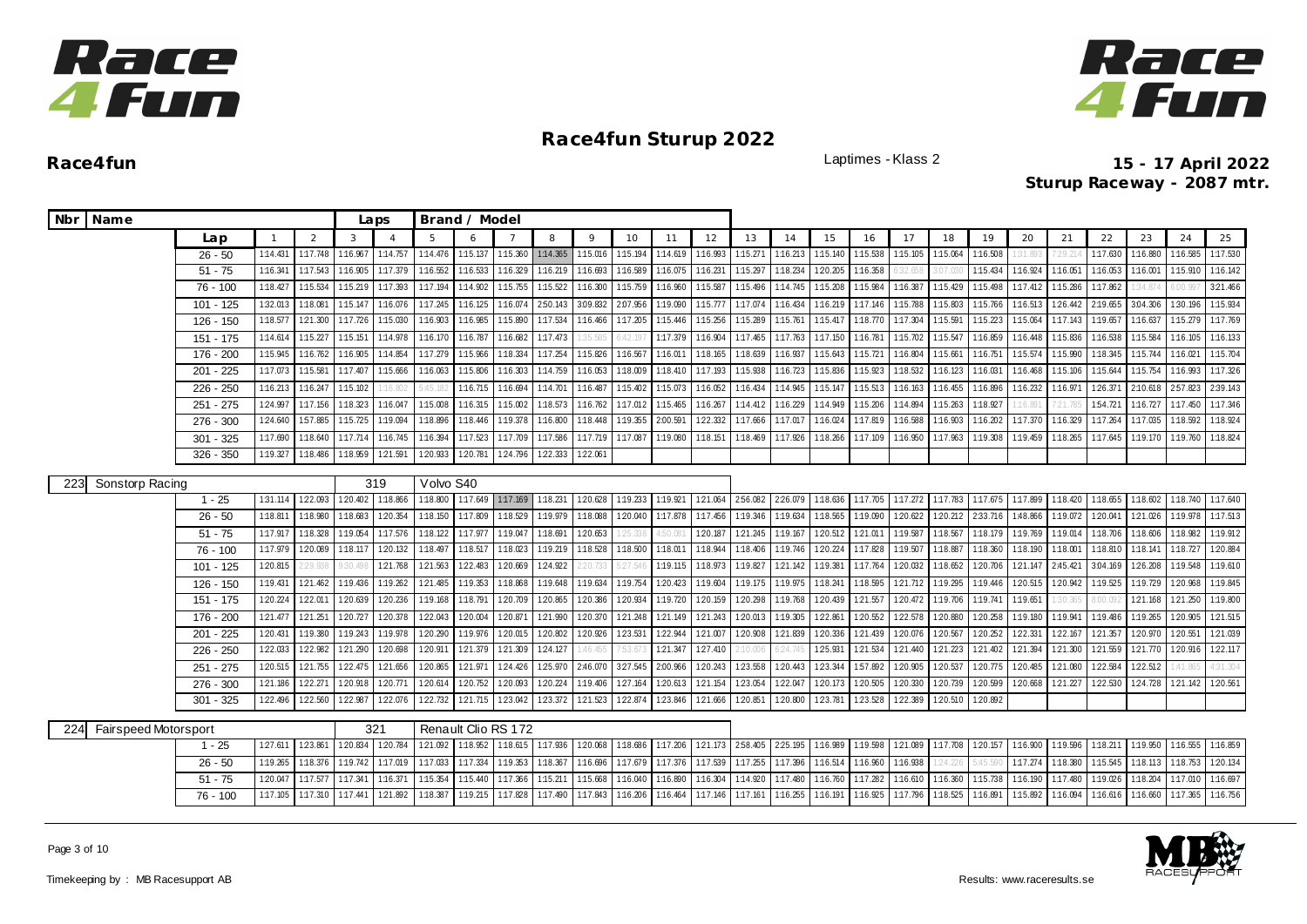# Race4fun Sturup 2022

**Race4fun** Laptimes - Klass 2 **15 - 17 April 2022**

**Sturup Raceway - 2087 mtr.**

| Nbr | Name | Laps | Brand / Model |
|---|---|---|---|

| Lap | 1 | 2 | 3 | 4 | 5 | 6 | 7 | 8 | 9 | 10 | 11 | 12 | 13 | 14 | 15 | 16 | 17 | 18 | 19 | 20 | 21 | 22 | 23 | 24 | 25 |
|---|---|---|---|---|---|---|---|---|---|---|---|---|---|---|---|---|---|---|---|---|---|---|---|---|---|
| 26 - 50 | 1:14.431 | 1:17.748 | 1:16.967 | 1:14.757 | 1:14.476 | 1:15.137 | 1:15.360 | 1:14.365 | 1:15.016 | 1:15.194 | 1:14.619 | 1:16.993 | 1:15.271 | 1:16.213 | 1:15.140 | 1:15.538 | 1:15.105 | 1:15.064 | 1:16.508 | 1:31.893 | 7:29.214 | 1:17.630 | 1:16.880 | 1:16.585 | 1:17.530 |
| 51 - 75 | 1:16.341 | 1:17.543 | 1:16.905 | 1:17.379 | 1:16.552 | 1:16.533 | 1:16.329 | 1:16.219 | 1:16.693 | 1:16.589 | 1:16.075 | 1:16.231 | 1:15.297 | 1:18.234 | 1:20.205 | 1:16.358 | 6:32.658 | 3:07.080 | 1:15.434 | 1:16.924 | 1:16.051 | 1:16.053 | 1:16.001 | 1:15.910 | 1:16.142 |
| 76 - 100 | 1:18.427 | 1:15.534 | 1:15.219 | 1:17.393 | 1:17.194 | 1:14.902 | 1:15.755 | 1:15.522 | 1:16.300 | 1:15.759 | 1:16.960 | 1:15.587 | 1:15.496 | 1:14.745 | 1:15.208 | 1:15.984 | 1:16.387 | 1:15.429 | 1:15.498 | 1:17.412 | 1:15.286 | 1:17.862 | 1:34.874 | 6:00.997 | 3:21.466 |
| 101 - 125 | 1:32.013 | 1:18.081 | 1:15.147 | 1:16.076 | 1:17.245 | 1:16.125 | 1:16.074 | 2:50.143 | 3:09.832 | 2:07.956 | 1:19.090 | 1:15.777 | 1:17.074 | 1:16.434 | 1:16.219 | 1:17.146 | 1:15.788 | 1:15.803 | 1:15.766 | 1:16.513 | 1:26.442 | 2:19.655 | 3:04.306 | 1:30.196 | 1:15.934 |
| 126 - 150 | 1:18.577 | 1:21.300 | 1:17.726 | 1:15.030 | 1:16.903 | 1:16.985 | 1:15.890 | 1:17.534 | 1:16.466 | 1:17.205 | 1:15.446 | 1:15.256 | 1:15.289 | 1:15.761 | 1:15.417 | 1:18.770 | 1:17.304 | 1:15.591 | 1:15.223 | 1:15.064 | 1:17.143 | 1:19.657 | 1:16.637 | 1:15.279 | 1:17.769 |
| 151 - 175 | 1:14.614 | 1:15.227 | 1:15.151 | 1:14.978 | 1:16.170 | 1:16.787 | 1:16.682 | 1:17.473 | 1:35.585 | 6:42.197 | 1:17.379 | 1:16.904 | 1:17.465 | 1:17.763 | 1:17.150 | 1:16.781 | 1:15.702 | 1:15.547 | 1:16.859 | 1:16.448 | 1:15.836 | 1:16.538 | 1:15.584 | 1:16.105 | 1:16.133 |
| 176 - 200 | 1:15.945 | 1:16.762 | 1:16.905 | 1:14.854 | 1:17.279 | 1:15.966 | 1:18.334 | 1:17.254 | 1:15.826 | 1:16.567 | 1:16.011 | 1:18.165 | 1:18.639 | 1:16.937 | 1:15.643 | 1:15.721 | 1:16.804 | 1:15.661 | 1:16.751 | 1:15.574 | 1:15.990 | 1:18.345 | 1:15.744 | 1:16.021 | 1:15.704 |
| 201 - 225 | 1:17.073 | 1:15.581 | 1:17.407 | 1:15.666 | 1:16.063 | 1:15.806 | 1:16.303 | 1:14.759 | 1:16.053 | 1:18.009 | 1:18.410 | 1:17.193 | 1:15.938 | 1:16.723 | 1:15.836 | 1:15.923 | 1:18.532 | 1:16.123 | 1:16.031 | 1:16.468 | 1:15.106 | 1:15.644 | 1:15.754 | 1:16.993 | 1:17.326 |
| 226 - 250 | 1:16.213 | 1:16.247 | 1:15.102 | 1:16.802 | 5:45.182 | 1:16.715 | 1:16.694 | 1:14.701 | 1:16.487 | 1:15.402 | 1:15.073 | 1:16.052 | 1:16.434 | 1:14.945 | 1:15.147 | 1:15.513 | 1:16.163 | 1:16.455 | 1:16.896 | 1:16.232 | 1:16.971 | 1:26.371 | 2:10.618 | 2:57.823 | 2:39.143 |
| 251 - 275 | 1:24.997 | 1:17.156 | 1:18.323 | 1:16.047 | 1:15.008 | 1:16.315 | 1:15.002 | 1:18.573 | 1:16.762 | 1:17.012 | 1:15.465 | 1:16.267 | 1:14.412 | 1:16.229 | 1:14.949 | 1:15.206 | 1:14.894 | 1:15.263 | 1:18.927 | 1:16.891 | 7:21.785 | 1:54.721 | 1:16.727 | 1:17.450 | 1:17.346 |
| 276 - 300 | 1:24.640 | 1:57.885 | 1:15.725 | 1:19.094 | 1:18.896 | 1:18.446 | 1:19.378 | 1:16.800 | 1:18.448 | 1:19.355 | 2:00.591 | 1:22.332 | 1:17.666 | 1:17.017 | 1:16.024 | 1:17.819 | 1:16.588 | 1:16.903 | 1:16.202 | 1:17.370 | 1:16.329 | 1:17.264 | 1:17.035 | 1:18.592 | 1:18.924 |
| 301 - 325 | 1:17.690 | 1:18.640 | 1:17.714 | 1:16.745 | 1:16.394 | 1:17.523 | 1:17.709 | 1:17.586 | 1:17.719 | 1:17.087 | 1:19.080 | 1:18.151 | 1:18.469 | 1:17.926 | 1:18.266 | 1:17.109 | 1:16.950 | 1:17.963 | 1:19.308 | 1:19.459 | 1:18.265 | 1:17.645 | 1:19.170 | 1:19.760 | 1:18.824 |
| 326 - 350 | 1:19.327 | 1:18.486 | 1:18.959 | 1:21.591 | 1:20.933 | 1:20.781 | 1:24.796 | 1:22.333 | 1:22.061 | | | | | | | | | | | | | | | | |

| 223 | Sonstorp Racing | 319 | Volvo S40 |
|---|---|---|---|

| Lap | 1 | 2 | 3 | 4 | 5 | 6 | 7 | 8 | 9 | 10 | 11 | 12 | 13 | 14 | 15 | 16 | 17 | 18 | 19 | 20 | 21 | 22 | 23 | 24 | 25 |
|---|---|---|---|---|---|---|---|---|---|---|---|---|---|---|---|---|---|---|---|---|---|---|---|---|---|
| 1 - 25 | 1:31.114 | 1:22.093 | 1:20.402 | 1:18.866 | 1:18.800 | 1:17.649 | 1:17.169 | 1:18.231 | 1:20.628 | 1:19.233 | 1:19.921 | 1:21.064 | 2:56.082 | 2:26.079 | 1:18.636 | 1:17.705 | 1:17.272 | 1:17.783 | 1:17.675 | 1:17.899 | 1:18.420 | 1:18.655 | 1:18.602 | 1:18.740 | 1:17.640 |
| 26 - 50 | 1:18.811 | 1:18.980 | 1:18.683 | 1:20.354 | 1:18.150 | 1:17.809 | 1:18.529 | 1:19.979 | 1:18.088 | 1:20.040 | 1:17.878 | 1:17.456 | 1:19.346 | 1:19.634 | 1:18.565 | 1:19.090 | 1:20.622 | 1:20.212 | 2:33.716 | 1:48.866 | 1:19.072 | 1:20.041 | 1:21.026 | 1:19.978 | 1:17.513 |
| 51 - 75 | 1:17.917 | 1:18.328 | 1:19.054 | 1:17.576 | 1:18.122 | 1:17.977 | 1:19.047 | 1:18.691 | 1:20.653 | 1:25.338 | 4:50.061 | 1:20.187 | 1:21.245 | 1:19.167 | 1:20.512 | 1:21.011 | 1:19.587 | 1:18.567 | 1:18.179 | 1:19.769 | 1:19.014 | 1:18.706 | 1:18.606 | 1:18.982 | 1:19.912 |
| 76 - 100 | 1:17.979 | 1:20.089 | 1:18.117 | 1:20.132 | 1:18.497 | 1:18.517 | 1:18.023 | 1:19.219 | 1:18.528 | 1:18.500 | 1:18.011 | 1:18.944 | 1:18.406 | 1:19.746 | 1:20.224 | 1:17.828 | 1:19.507 | 1:18.887 | 1:18.360 | 1:18.190 | 1:18.001 | 1:18.810 | 1:18.141 | 1:18.727 | 1:20.884 |
| 101 - 125 | 1:20.815 | 2:29.938 | 9:30.498 | 1:21.768 | 1:21.563 | 1:22.483 | 1:20.669 | 1:24.922 | 2:20.733 | 5:27.546 | 1:19.115 | 1:18.973 | 1:19.827 | 1:21.142 | 1:19.381 | 1:17.764 | 1:20.032 | 1:18.652 | 1:20.706 | 1:21.147 | 2:45.421 | 3:04.169 | 1:26.208 | 1:19.548 | 1:19.610 |
| 126 - 150 | 1:19.431 | 1:21.462 | 1:19.436 | 1:19.262 | 1:21.485 | 1:19.353 | 1:18.868 | 1:19.648 | 1:19.634 | 1:19.754 | 1:20.423 | 1:19.604 | 1:19.175 | 1:19.975 | 1:18.241 | 1:18.595 | 1:21.712 | 1:19.295 | 1:19.446 | 1:20.515 | 1:20.942 | 1:19.525 | 1:19.729 | 1:20.968 | 1:19.845 |
| 151 - 175 | 1:20.224 | 1:22.011 | 1:20.639 | 1:20.236 | 1:19.168 | 1:18.791 | 1:20.709 | 1:20.865 | 1:20.386 | 1:20.934 | 1:19.720 | 1:20.159 | 1:20.298 | 1:19.768 | 1:20.439 | 1:21.557 | 1:20.472 | 1:19.706 | 1:19.741 | 1:19.651 | 1:30.365 | 8:00.092 | 1:21.168 | 1:21.250 | 1:19.800 |
| 176 - 200 | 1:21.477 | 1:21.251 | 1:20.727 | 1:20.378 | 1:22.043 | 1:20.004 | 1:20.871 | 1:21.990 | 1:20.370 | 1:21.248 | 1:21.149 | 1:21.243 | 1:20.013 | 1:19.305 | 1:22.861 | 1:20.552 | 1:22.578 | 1:20.880 | 1:20.258 | 1:19.180 | 1:19.941 | 1:19.486 | 1:19.265 | 1:20.905 | 1:21.515 |
| 201 - 225 | 1:20.431 | 1:19.380 | 1:19.243 | 1:19.978 | 1:20.290 | 1:19.976 | 1:20.015 | 1:20.802 | 1:20.926 | 1:23.531 | 1:22.944 | 1:21.007 | 1:20.908 | 1:21.839 | 1:20.336 | 1:21.439 | 1:20.076 | 1:20.567 | 1:20.252 | 1:22.331 | 1:22.167 | 1:21.357 | 1:20.970 | 1:20.551 | 1:21.039 |
| 226 - 250 | 1:22.033 | 1:22.982 | 1:21.290 | 1:20.698 | 1:20.911 | 1:21.379 | 1:21.309 | 1:24.127 | 1:46.455 | 7:53.673 | 1:21.347 | 1:27.410 | 2:10.006 | 6:24.745 | 1:25.931 | 1:21.534 | 1:21.440 | 1:21.223 | 1:21.402 | 1:21.394 | 1:21.300 | 1:21.559 | 1:21.770 | 1:20.916 | 1:22.117 |
| 251 - 275 | 1:20.515 | 1:21.755 | 1:22.475 | 1:21.656 | 1:20.865 | 1:21.971 | 1:24.426 | 1:25.970 | 2:46.070 | 3:27.545 | 2:00.966 | 1:20.243 | 1:23.558 | 1:20.443 | 1:23.344 | 1:57.892 | 1:20.905 | 1:20.537 | 1:20.775 | 1:20.485 | 1:21.080 | 1:22.584 | 1:22.512 | 1:41.865 | 4:31.304 |
| 276 - 300 | 1:21.186 | 1:22.271 | 1:20.918 | 1:20.771 | 1:20.614 | 1:20.752 | 1:20.093 | 1:20.224 | 1:19.406 | 1:27.164 | 1:20.613 | 1:21.154 | 1:23.054 | 1:22.047 | 1:20.173 | 1:20.505 | 1:20.330 | 1:20.739 | 1:20.599 | 1:20.668 | 1:21.227 | 1:22.530 | 1:24.728 | 1:21.142 | 1:20.561 |
| 301 - 325 | 1:22.496 | 1:22.560 | 1:22.987 | 1:22.076 | 1:22.732 | 1:21.715 | 1:23.042 | 1:23.372 | 1:21.523 | 1:22.874 | 1:23.846 | 1:21.666 | 1:20.851 | 1:20.800 | 1:23.781 | 1:23.528 | 1:22.389 | 1:20.510 | 1:20.892 | | | | | | |

| 224 | Fairspeed Motorsport | 321 | Renault Clio RS 172 |
|---|---|---|---|

| Lap | 1 | 2 | 3 | 4 | 5 | 6 | 7 | 8 | 9 | 10 | 11 | 12 | 13 | 14 | 15 | 16 | 17 | 18 | 19 | 20 | 21 | 22 | 23 | 24 | 25 |
|---|---|---|---|---|---|---|---|---|---|---|---|---|---|---|---|---|---|---|---|---|---|---|---|---|---|
| 1 - 25 | 1:27.611 | 1:23.861 | 1:20.834 | 1:20.784 | 1:21.092 | 1:18.952 | 1:18.615 | 1:17.936 | 1:20.068 | 1:18.686 | 1:17.206 | 1:21.173 | 2:58.405 | 2:25.195 | 1:16.989 | 1:19.598 | 1:21.089 | 1:17.708 | 1:20.157 | 1:16.900 | 1:19.596 | 1:18.211 | 1:19.950 | 1:16.555 | 1:16.859 |
| 26 - 50 | 1:19.265 | 1:18.376 | 1:19.742 | 1:17.019 | 1:17.033 | 1:17.334 | 1:19.353 | 1:18.367 | 1:16.696 | 1:17.679 | 1:17.376 | 1:17.539 | 1:17.255 | 1:17.396 | 1:16.514 | 1:16.960 | 1:16.938 | 1:24.226 | 5:45.590 | 1:17.274 | 1:18.380 | 1:15.545 | 1:18.113 | 1:18.753 | 1:20.134 |
| 51 - 75 | 1:20.047 | 1:17.577 | 1:17.341 | 1:16.371 | 1:15.354 | 1:15.440 | 1:17.366 | 1:15.211 | 1:15.668 | 1:16.040 | 1:16.890 | 1:16.304 | 1:14.920 | 1:17.480 | 1:16.760 | 1:17.282 | 1:16.610 | 1:16.360 | 1:15.738 | 1:16.190 | 1:17.480 | 1:19.026 | 1:18.204 | 1:17.010 | 1:16.697 |
| 76 - 100 | 1:17.105 | 1:17.310 | 1:17.441 | 1:21.892 | 1:18.387 | 1:19.215 | 1:17.828 | 1:17.490 | 1:17.843 | 1:16.206 | 1:16.464 | 1:17.146 | 1:17.161 | 1:16.255 | 1:16.191 | 1:16.925 | 1:17.796 | 1:18.525 | 1:16.891 | 1:15.892 | 1:16.094 | 1:16.616 | 1:16.660 | 1:17.365 | 1:16.756 |

Timekeeping by : MB Racesupport AB

Results: www.raceresults.se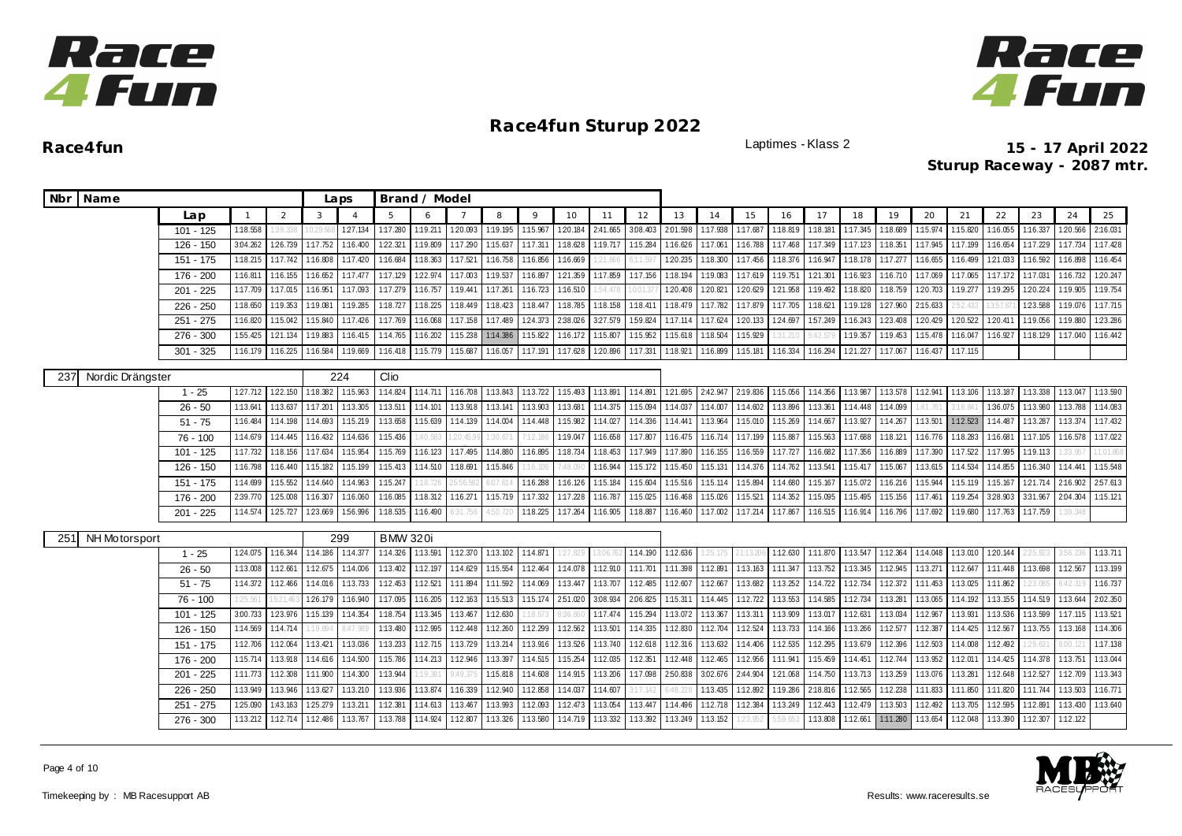# Race4fun Sturup 2022

**Race4fun**

Laptimes - Klass 2

**15 - 17 April 2022**
**Sturup Raceway - 2087 mtr.**

| Nbr | Name | Laps | Brand / Model |
|---|---|---|---|

| Lap | 1 | 2 | 3 | 4 | 5 | 6 | 7 | 8 | 9 | 10 | 11 | 12 | 13 | 14 | 15 | 16 | 17 | 18 | 19 | 20 | 21 | 22 | 23 | 24 | 25 |
|---|---|---|---|---|---|---|---|---|---|---|---|---|---|---|---|---|---|---|---|---|---|---|---|---|---|
| 101 - 125 | 1:18.558 | 1:39.338 | 10:29.568 | 1:27.134 | 1:17.280 | 1:19.211 | 1:20.093 | 1:19.195 | 1:15.967 | 1:20.184 | 2:41.665 | 3:08.403 | 2:01.598 | 1:17.938 | 1:17.687 | 1:18.819 | 1:18.181 | 1:17.345 | 1:18.689 | 1:15.974 | 1:15.820 | 1:16.055 | 1:16.337 | 1:20.566 | 2:16.031 |
| 126 - 150 | 3:04.262 | 1:26.739 | 1:17.752 | 1:16.400 | 1:22.321 | 1:19.809 | 1:17.290 | 1:15.637 | 1:17.311 | 1:18.628 | 1:19.717 | 1:15.284 | 1:16.626 | 1:17.061 | 1:16.788 | 1:17.468 | 1:17.349 | 1:17.123 | 1:18.351 | 1:17.945 | 1:17.199 | 1:16.654 | 1:17.229 | 1:17.734 | 1:17.428 |
| 151 - 175 | 1:18.215 | 1:17.742 | 1:16.808 | 1:17.420 | 1:16.684 | 1:18.363 | 1:17.521 | 1:16.758 | 1:16.856 | 1:16.669 | 1:21.866 | 6:11.597 | 1:20.235 | 1:18.300 | 1:17.456 | 1:18.376 | 1:16.947 | 1:18.178 | 1:17.277 | 1:16.655 | 1:16.499 | 1:21.033 | 1:16.592 | 1:16.898 | 1:16.454 |
| 176 - 200 | 1:16.811 | 1:16.155 | 1:16.652 | 1:17.477 | 1:17.129 | 1:22.974 | 1:17.003 | 1:19.537 | 1:16.897 | 1:21.359 | 1:17.859 | 1:17.156 | 1:18.194 | 1:19.083 | 1:17.619 | 1:19.751 | 1:21.301 | 1:16.923 | 1:16.710 | 1:17.069 | 1:17.065 | 1:17.172 | 1:17.031 | 1:16.732 | 1:20.247 |
| 201 - 225 | 1:17.709 | 1:17.015 | 1:16.951 | 1:17.093 | 1:17.279 | 1:16.757 | 1:19.441 | 1:17.261 | 1:16.723 | 1:16.510 | 1:54.478 | 10:01.377 | 1:20.408 | 1:20.821 | 1:20.629 | 1:21.958 | 1:19.492 | 1:18.820 | 1:18.759 | 1:20.703 | 1:19.277 | 1:19.295 | 1:20.224 | 1:19.905 | 1:19.754 |
| 226 - 250 | 1:18.650 | 1:19.353 | 1:19.081 | 1:19.285 | 1:18.727 | 1:18.225 | 1:18.449 | 1:18.423 | 1:18.447 | 1:18.785 | 1:18.158 | 1:18.411 | 1:18.479 | 1:17.782 | 1:17.879 | 1:17.705 | 1:18.621 | 1:19.128 | 1:27.960 | 2:15.633 | 2:52.433 | 13:57.871 | 1:23.588 | 1:19.076 | 1:17.715 |
| 251 - 275 | 1:16.820 | 1:15.042 | 1:15.840 | 1:17.426 | 1:17.769 | 1:16.068 | 1:17.158 | 1:17.489 | 1:24.373 | 2:38.026 | 3:27.579 | 1:59.824 | 1:17.114 | 1:17.624 | 1:20.133 | 1:24.697 | 1:57.249 | 1:16.243 | 1:23.408 | 1:20.429 | 1:20.522 | 1:20.411 | 1:19.056 | 1:19.880 | 1:23.286 |
| 276 - 300 | 1:55.425 | 1:21.134 | 1:19.883 | 1:16.415 | 1:14.765 | 1:16.202 | 1:15.238 | 1:14.386 | 1:15.822 | 1:16.172 | 1:15.807 | 1:15.952 | 1:15.618 | 1:18.504 | 1:15.929 | 1:31.210 | 5:42.579 | 1:19.357 | 1:19.453 | 1:15.478 | 1:16.047 | 1:16.927 | 1:18.129 | 1:17.040 | 1:16.442 |
| 301 - 325 | 1:16.179 | 1:16.225 | 1:16.584 | 1:19.669 | 1:16.418 | 1:15.779 | 1:15.687 | 1:16.057 | 1:17.191 | 1:17.628 | 1:20.896 | 1:17.331 | 1:18.921 | 1:16.899 | 1:15.181 | 1:16.334 | 1:16.294 | 1:21.227 | 1:17.067 | 1:16.437 | 1:17.115 | | | | |

| 237 | Nordic Drängster | 224 | Clio |
|---|---|---|---|

| Lap | 1 | 2 | 3 | 4 | 5 | 6 | 7 | 8 | 9 | 10 | 11 | 12 | 13 | 14 | 15 | 16 | 17 | 18 | 19 | 20 | 21 | 22 | 23 | 24 | 25 |
|---|---|---|---|---|---|---|---|---|---|---|---|---|---|---|---|---|---|---|---|---|---|---|---|---|---|
| 1 - 25 | 1:27.712 | 1:22.150 | 1:18.382 | 1:15.963 | 1:14.824 | 1:14.711 | 1:16.708 | 1:13.843 | 1:13.722 | 1:15.493 | 1:13.891 | 1:14.891 | 1:21.695 | 2:42.947 | 2:19.836 | 1:15.056 | 1:14.356 | 1:13.987 | 1:13.578 | 1:12.941 | 1:13.106 | 1:13.187 | 1:13.338 | 1:13.047 | 1:13.590 |
| 26 - 50 | 1:13.641 | 1:13.637 | 1:17.201 | 1:13.305 | 1:13.511 | 1:14.101 | 1:13.918 | 1:13.141 | 1:13.903 | 1:13.681 | 1:14.375 | 1:15.094 | 1:14.037 | 1:14.007 | 1:14.602 | 1:13.896 | 1:13.361 | 1:14.448 | 1:14.099 | 1:41.761 | 3:18.841 | 1:36.075 | 1:13.980 | 1:13.788 | 1:14.083 |
| 51 - 75 | 1:16.484 | 1:14.198 | 1:14.693 | 1:15.219 | 1:13.658 | 1:15.639 | 1:14.139 | 1:14.004 | 1:14.448 | 1:15.982 | 1:14.027 | 1:14.336 | 1:14.441 | 1:13.964 | 1:15.010 | 1:15.269 | 1:14.667 | 1:13.927 | 1:14.267 | 1:13.501 | 1:12.523 | 1:14.487 | 1:13.287 | 1:13.374 | 1:17.432 |
| 76 - 100 | 1:14.679 | 1:14.445 | 1:16.432 | 1:14.636 | 1:15.436 | 1:40.583 | 1:20:45.98 | 1:30.671 | 7:12.186 | 1:19.047 | 1:16.658 | 1:17.807 | 1:16.475 | 1:16.714 | 1:17.199 | 1:15.887 | 1:15.563 | 1:17.688 | 1:18.121 | 1:16.776 | 1:18.283 | 1:16.681 | 1:17.105 | 1:16.578 | 1:17.022 |
| 101 - 125 | 1:17.732 | 1:18.156 | 1:17.634 | 1:15.954 | 1:15.769 | 1:16.123 | 1:17.495 | 1:14.880 | 1:16.895 | 1:18.734 | 1:18.453 | 1:17.949 | 1:17.890 | 1:16.155 | 1:16.559 | 1:17.727 | 1:16.682 | 1:17.356 | 1:16.889 | 1:17.390 | 1:17.522 | 1:17.995 | 1:19.113 | 1:33.957 | 11:01.866 |
| 126 - 150 | 1:16.798 | 1:16.440 | 1:15.182 | 1:15.199 | 1:15.413 | 1:14.510 | 1:18.691 | 1:15.846 | 1:16.106 | 7:48.090 | 1:16.944 | 1:15.172 | 1:15.450 | 1:15.131 | 1:14.376 | 1:14.762 | 1:13.541 | 1:15.417 | 1:15.067 | 1:13.615 | 1:14.534 | 1:14.855 | 1:16.340 | 1:14.441 | 1:15.548 |
| 151 - 175 | 1:14.699 | 1:15.552 | 1:14.640 | 1:14.963 | 1:15.247 | 1:18.726 | 25:56.552 | 6:07.614 | 1:16.288 | 1:16.126 | 1:15.184 | 1:15.604 | 1:15.516 | 1:15.114 | 1:15.894 | 1:14.680 | 1:15.167 | 1:15.072 | 1:16.216 | 1:15.944 | 1:15.119 | 1:15.167 | 1:21.714 | 2:16.902 | 2:57.613 |
| 176 - 200 | 2:39.770 | 1:25.008 | 1:16.307 | 1:16.060 | 1:16.085 | 1:18.312 | 1:16.271 | 1:15.719 | 1:17.332 | 1:17.228 | 1:16.787 | 1:15.025 | 1:16.468 | 1:15.026 | 1:15.521 | 1:14.352 | 1:15.095 | 1:15.495 | 1:15.156 | 1:17.461 | 1:19.254 | 3:28.903 | 3:31.967 | 2:04.304 | 1:15.121 |
| 201 - 225 | 1:14.574 | 1:25.727 | 1:23.669 | 1:56.996 | 1:18.535 | 1:16.490 | 6:31.756 | 4:50.720 | 1:18.225 | 1:17.264 | 1:16.905 | 1:18.887 | 1:16.460 | 1:17.002 | 1:17.214 | 1:17.867 | 1:16.515 | 1:16.914 | 1:16.796 | 1:17.692 | 1:19.680 | 1:17.763 | 1:17.759 | 1:39.348 | |

| 251 | NH Motorsport | 299 | BMW 320i |
|---|---|---|---|

| Lap | 1 | 2 | 3 | 4 | 5 | 6 | 7 | 8 | 9 | 10 | 11 | 12 | 13 | 14 | 15 | 16 | 17 | 18 | 19 | 20 | 21 | 22 | 23 | 24 | 25 |
|---|---|---|---|---|---|---|---|---|---|---|---|---|---|---|---|---|---|---|---|---|---|---|---|---|---|
| 1 - 25 | 1:24.075 | 1:16.344 | 1:14.186 | 1:14.377 | 1:14.326 | 1:13.591 | 1:12.370 | 1:13.102 | 1:14.871 | 1:27.829 | 13:06.762 | 1:14.190 | 1:12.636 | 1:25.175 | 21:13.208 | 1:12.630 | 1:11.870 | 1:13.547 | 1:12.364 | 1:14.048 | 1:13.010 | 1:20.144 | 2:25.923 | 3:56.236 | 1:13.711 |
| 26 - 50 | 1:13.008 | 1:12.661 | 1:12.675 | 1:14.006 | 1:13.402 | 1:12.197 | 1:14.629 | 1:15.554 | 1:12.464 | 1:14.078 | 1:12.910 | 1:11.701 | 1:11.398 | 1:12.891 | 1:13.163 | 1:11.347 | 1:13.752 | 1:13.345 | 1:12.945 | 1:13.271 | 1:12.647 | 1:11.448 | 1:13.698 | 1:12.567 | 1:13.199 |
| 51 - 75 | 1:14.372 | 1:12.466 | 1:14.016 | 1:13.733 | 1:12.453 | 1:12.521 | 1:11.894 | 1:11.592 | 1:14.069 | 1:13.447 | 1:13.707 | 1:12.485 | 1:12.607 | 1:12.667 | 1:13.682 | 1:13.252 | 1:14.722 | 1:12.734 | 1:12.372 | 1:11.453 | 1:13.025 | 1:11.862 | 1:23.085 | 6:42.318 | 1:16.737 |
| 76 - 100 | 1:25.561 | 15:21.463 | 1:26.179 | 1:16.940 | 1:17.095 | 1:16.205 | 1:12.163 | 1:15.513 | 1:15.174 | 2:51.020 | 3:08.934 | 2:06.825 | 1:15.311 | 1:14.445 | 1:12.722 | 1:13.553 | 1:14.585 | 1:12.734 | 1:13.281 | 1:13.065 | 1:14.192 | 1:13.155 | 1:14.519 | 1:13.644 | 2:02.350 |
| 101 - 125 | 3:00.733 | 1:23.976 | 1:15.139 | 1:14.354 | 1:18.754 | 1:13.345 | 1:13.467 | 1:12.630 | 1:18.573 | 8:36.660 | 1:17.474 | 1:15.294 | 1:13.072 | 1:13.367 | 1:13.311 | 1:13.909 | 1:13.017 | 1:12.631 | 1:13.034 | 1:12.967 | 1:13.931 | 1:13.536 | 1:13.599 | 1:17.115 | 1:13.521 |
| 126 - 150 | 1:14.569 | 1:14.714 | 1:19.894 | 8:47.989 | 1:13.480 | 1:12.995 | 1:12.448 | 1:12.260 | 1:12.299 | 1:12.562 | 1:13.501 | 1:14.335 | 1:12.830 | 1:12.704 | 1:12.524 | 1:13.733 | 1:14.166 | 1:13.266 | 1:12.577 | 1:12.387 | 1:14.425 | 1:12.567 | 1:13.755 | 1:13.168 | 1:14.306 |
| 151 - 175 | 1:12.706 | 1:12.064 | 1:13.421 | 1:13.036 | 1:13.233 | 1:12.715 | 1:13.729 | 1:13.214 | 1:13.916 | 1:13.526 | 1:13.740 | 1:12.618 | 1:12.316 | 1:13.632 | 1:14.406 | 1:12.535 | 1:12.295 | 1:13.679 | 1:12.396 | 1:12.503 | 1:14.008 | 1:12.492 | 1:29.631 | 8:00.121 | 1:17.138 |
| 176 - 200 | 1:15.714 | 1:13.918 | 1:14.616 | 1:14.500 | 1:15.786 | 1:14.213 | 1:12.946 | 1:13.397 | 1:14.515 | 1:15.254 | 1:12.035 | 1:12.351 | 1:12.448 | 1:12.465 | 1:12.956 | 1:11.941 | 1:15.459 | 1:14.451 | 1:12.744 | 1:13.952 | 1:12.011 | 1:14.425 | 1:14.378 | 1:13.751 | 1:13.044 |
| 201 - 225 | 1:11.773 | 1:12.308 | 1:11.900 | 1:14.300 | 1:13.944 | 1:19.381 | 9:49.375 | 1:15.818 | 1:14.608 | 1:14.915 | 1:13.206 | 1:17.098 | 2:50.838 | 3:02.676 | 2:44.904 | 1:21.068 | 1:14.750 | 1:13.713 | 1:13.259 | 1:13.076 | 1:13.281 | 1:12.648 | 1:12.527 | 1:12.709 | 1:13.343 |
| 226 - 250 | 1:13.949 | 1:13.946 | 1:13.627 | 1:13.210 | 1:13.936 | 1:13.874 | 1:16.339 | 1:12.940 | 1:12.858 | 1:14.037 | 1:14.607 | 3:17.142 | 6:48.228 | 1:13.435 | 1:12.892 | 1:19.286 | 2:18.816 | 1:12.565 | 1:12.238 | 1:11.833 | 1:11.850 | 1:11.820 | 1:11.744 | 1:13.503 | 1:16.771 |
| 251 - 275 | 1:25.090 | 1:43.163 | 1:25.279 | 1:13.211 | 1:12.381 | 1:14.613 | 1:13.467 | 1:13.993 | 1:12.093 | 1:12.473 | 1:13.054 | 1:13.447 | 1:14.496 | 1:12.718 | 1:12.384 | 1:13.249 | 1:12.443 | 1:12.479 | 1:13.503 | 1:12.492 | 1:13.705 | 1:12.595 | 1:12.891 | 1:13.430 | 1:13.640 |
| 276 - 300 | 1:13.212 | 1:12.714 | 1:12.486 | 1:13.767 | 1:13.788 | 1:14.924 | 1:12.807 | 1:13.326 | 1:13.580 | 1:14.719 | 1:13.332 | 1:13.392 | 1:13.249 | 1:13.152 | 1:23.952 | 5:59.653 | 1:13.808 | 1:12.661 | 1:11.280 | 1:13.654 | 1:12.048 | 1:13.390 | 1:12.307 | 1:12.122 | |

Timekeeping by : MB Racesupport AB

Results: www.raceresults.se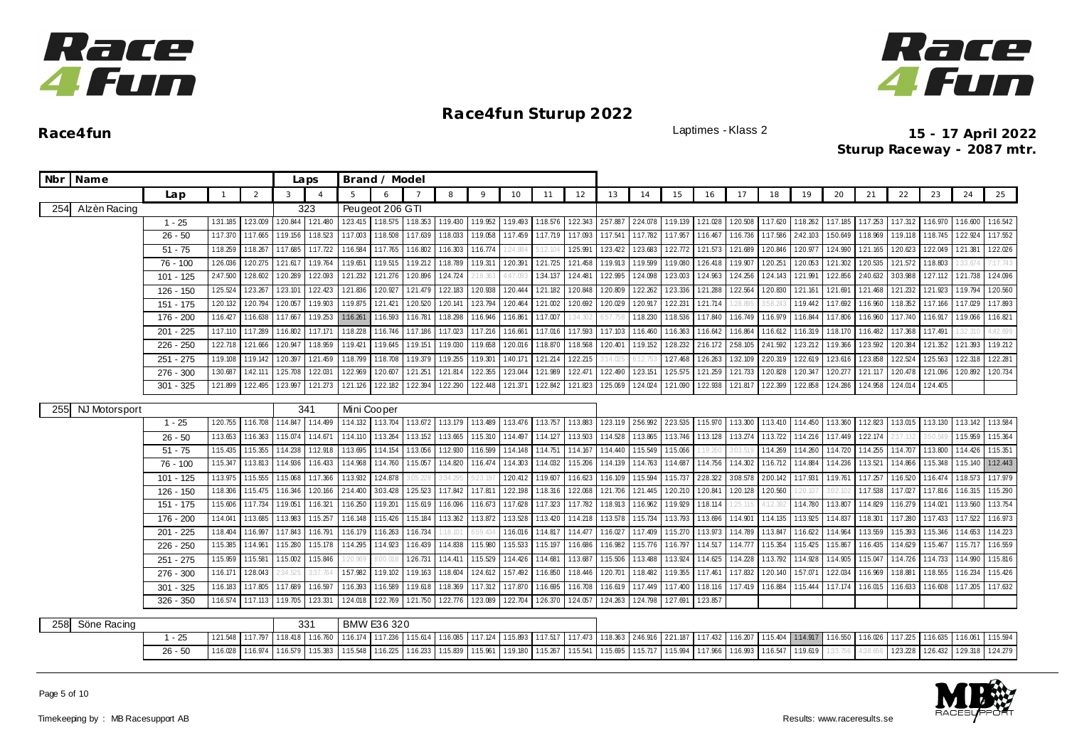# Race4fun Sturup 2022

**Race4fun**

Laptimes - Klass 2

**15 - 17 April 2022**
**Sturup Raceway - 2087 mtr.**

| Nbr | Name | | Laps | Brand / Model |
|---|---|---|---|---|
| 254 | Alzèn Racing | | 323 | Peugeot 206 GTI |

| Lap | 1 | 2 | 3 | 4 | 5 | 6 | 7 | 8 | 9 | 10 | 11 | 12 | 13 | 14 | 15 | 16 | 17 | 18 | 19 | 20 | 21 | 22 | 23 | 24 | 25 |
|---|---|---|---|---|---|---|---|---|---|---|---|---|---|---|---|---|---|---|---|---|---|---|---|---|---|
| 1 - 25 | 1:31.185 | 1:23.009 | 1:20.844 | 1:21.480 | 1:23.415 | 1:18.575 | 1:18.353 | 1:19.430 | 1:19.952 | 1:19.493 | 1:18.576 | 1:22.343 | 2:57.887 | 2:24.078 | 1:19.139 | 1:21.028 | 1:20.508 | 1:17.620 | 1:18.262 | 1:17.185 | 1:17.253 | 1:17.312 | 1:16.970 | 1:16.600 | 1:16.542 |
| 26 - 50 | 1:17.370 | 1:17.665 | 1:19.156 | 1:18.523 | 1:17.003 | 1:18.508 | 1:17.639 | 1:18.033 | 1:19.058 | 1:17.459 | 1:17.719 | 1:17.093 | 1:17.541 | 1:17.782 | 1:17.957 | 1:16.467 | 1:16.736 | 1:17.586 | 2:42.103 | 1:50.649 | 1:18.969 | 1:19.118 | 1:18.745 | 1:22.924 | 1:17.552 |
| 51 - 75 | 1:18.259 | 1:18.267 | 1:17.685 | 1:17.722 | 1:16.584 | 1:17.765 | 1:16.802 | 1:16.303 | 1:16.774 | 1:24.884 | 5:12.104 | 1:25.991 | 1:23.422 | 1:23.683 | 1:22.772 | 1:21.573 | 1:21.689 | 1:20.846 | 1:20.977 | 1:24.990 | 1:21.165 | 1:20.623 | 1:22.049 | 1:21.381 | 1:22.026 |
| 76 - 100 | 1:26.036 | 1:20.275 | 1:21.617 | 1:19.764 | 1:19.651 | 1:19.515 | 1:19.212 | 1:18.789 | 1:19.311 | 1:20.391 | 1:21.725 | 1:21.458 | 1:19.913 | 1:19.599 | 1:19.080 | 1:26.418 | 1:19.907 | 1:20.251 | 1:20.053 | 1:21.302 | 1:20.535 | 1:21.572 | 1:18.803 | 1:33.674 | 7:17.743 |
| 101 - 125 | 2:47.500 | 1:28.602 | 1:20.289 | 1:22.093 | 1:21.232 | 1:21.276 | 1:20.896 | 1:24.724 | 2:18.363 | 4:47.093 | 1:34.137 | 1:24.481 | 1:22.995 | 1:24.098 | 1:23.003 | 1:24.963 | 1:24.256 | 1:24.143 | 1:21.991 | 1:22.856 | 2:40.632 | 3:03.988 | 1:27.112 | 1:21.738 | 1:24.096 |
| 126 - 150 | 1:25.524 | 1:23.267 | 1:23.101 | 1:22.423 | 1:21.836 | 1:20.927 | 1:21.479 | 1:22.183 | 1:20.938 | 1:20.444 | 1:21.182 | 1:20.848 | 1:20.809 | 1:22.262 | 1:23.336 | 1:21.288 | 1:22.564 | 1:20.830 | 1:21.161 | 1:21.691 | 1:21.468 | 1:21.232 | 1:21.923 | 1:19.794 | 1:20.560 |
| 151 - 175 | 1:20.132 | 1:20.794 | 1:20.057 | 1:19.903 | 1:19.875 | 1:21.421 | 1:20.520 | 1:20.141 | 1:23.794 | 1:20.464 | 1:21.002 | 1:20.692 | 1:20.029 | 1:20.917 | 1:22.231 | 1:21.714 | 1:28.895 | 3:58.243 | 1:19.442 | 1:17.692 | 1:16.960 | 1:18.352 | 1:17.166 | 1:17.029 | 1:17.893 |
| 176 - 200 | 1:16.427 | 1:16.638 | 1:17.667 | 1:19.253 | 1:16.261 | 1:16.593 | 1:16.781 | 1:18.298 | 1:16.946 | 1:16.861 | 1:17.007 | 1:34.302 | 6:57.758 | 1:18.230 | 1:18.536 | 1:17.840 | 1:16.749 | 1:16.979 | 1:16.844 | 1:17.806 | 1:16.960 | 1:17.740 | 1:16.917 | 1:19.066 | 1:16.821 |
| 201 - 225 | 1:17.110 | 1:17.289 | 1:16.802 | 1:17.171 | 1:18.228 | 1:16.746 | 1:17.186 | 1:17.023 | 1:17.216 | 1:16.661 | 1:17.016 | 1:17.593 | 1:17.103 | 1:16.460 | 1:16.363 | 1:16.642 | 1:16.864 | 1:16.612 | 1:16.319 | 1:18.170 | 1:16.482 | 1:17.368 | 1:17.491 | 1:32.310 | 4:42.699 |
| 226 - 250 | 1:22.718 | 1:21.666 | 1:20.947 | 1:18.959 | 1:19.421 | 1:19.645 | 1:19.151 | 1:19.030 | 1:19.658 | 1:20.016 | 1:18.870 | 1:18.568 | 1:20.401 | 1:19.152 | 1:28.232 | 2:16.172 | 2:58.105 | 2:41.592 | 1:23.212 | 1:19.366 | 1:23.592 | 1:20.384 | 1:21.352 | 1:21.393 | 1:19.212 |
| 251 - 275 | 1:19.108 | 1:19.142 | 1:20.397 | 1:21.459 | 1:18.799 | 1:18.708 | 1:19.379 | 1:19.255 | 1:19.301 | 1:40.171 | 1:21.214 | 1:22.215 | 3:14.025 | 6:12.753 | 1:27.468 | 1:26.263 | 1:32.109 | 2:20.319 | 1:22.619 | 1:23.616 | 1:23.858 | 1:22.524 | 1:25.563 | 1:22.318 | 1:22.281 |
| 276 - 300 | 1:30.687 | 1:42.111 | 1:25.708 | 1:22.031 | 1:22.969 | 1:20.607 | 1:21.251 | 1:21.814 | 1:22.355 | 1:23.044 | 1:21.989 | 1:22.471 | 1:22.490 | 1:23.151 | 1:25.575 | 1:21.259 | 1:21.733 | 1:20.828 | 1:20.347 | 1:20.277 | 1:21.117 | 1:20.478 | 1:21.096 | 1:20.892 | 1:20.734 |
| 301 - 325 | 1:21.899 | 1:22.495 | 1:23.997 | 1:21.273 | 1:21.126 | 1:22.182 | 1:22.394 | 1:22.290 | 1:22.448 | 1:21.371 | 1:22.842 | 1:21.823 | 1:25.069 | 1:24.024 | 1:21.090 | 1:22.938 | 1:21.817 | 1:22.399 | 1:22.858 | 1:24.286 | 1:24.958 | 1:24.014 | 1:24.405 | | |

| Nbr | Name | | Laps | Brand / Model |
|---|---|---|---|---|
| 255 | NJ Motorsport | | 341 | Mini Cooper |

| Lap | 1 | 2 | 3 | 4 | 5 | 6 | 7 | 8 | 9 | 10 | 11 | 12 | 13 | 14 | 15 | 16 | 17 | 18 | 19 | 20 | 21 | 22 | 23 | 24 | 25 |
|---|---|---|---|---|---|---|---|---|---|---|---|---|---|---|---|---|---|---|---|---|---|---|---|---|---|
| 1 - 25 | 1:20.755 | 1:16.708 | 1:14.847 | 1:14.499 | 1:14.132 | 1:13.704 | 1:13.672 | 1:13.179 | 1:13.489 | 1:13.476 | 1:13.757 | 1:13.883 | 1:23.119 | 2:56.992 | 2:23.535 | 1:15.970 | 1:13.300 | 1:13.410 | 1:14.450 | 1:13.360 | 1:12.823 | 1:13.015 | 1:13.130 | 1:13.142 | 1:13.584 |
| 26 - 50 | 1:13.653 | 1:16.363 | 1:15.074 | 1:14.671 | 1:14.110 | 1:13.264 | 1:13.152 | 1:13.665 | 1:15.310 | 1:14.497 | 1:14.127 | 1:13.503 | 1:14.528 | 1:13.865 | 1:13.746 | 1:13.128 | 1:13.274 | 1:13.722 | 1:14.216 | 1:17.449 | 1:22.174 | 2:17.132 | 3:50.549 | 1:15.959 | 1:15.364 |
| 51 - 75 | 1:15.435 | 1:15.355 | 1:14.238 | 1:12.918 | 1:13.695 | 1:14.154 | 1:13.056 | 1:12.930 | 1:16.599 | 1:14.148 | 1:14.751 | 1:14.167 | 1:14.440 | 1:15.549 | 1:15.066 | 1:19.260 | 3:03.519 | 1:14.269 | 1:14.260 | 1:14.720 | 1:14.255 | 1:14.707 | 1:13.800 | 1:14.426 | 1:15.351 |
| 76 - 100 | 1:15.347 | 1:13.813 | 1:14.936 | 1:16.433 | 1:14.968 | 1:14.760 | 1:15.057 | 1:14.820 | 1:16.474 | 1:14.303 | 1:14.032 | 1:15.206 | 1:14.139 | 1:14.763 | 1:14.687 | 1:14.756 | 1:14.302 | 1:16.712 | 1:14.884 | 1:14.236 | 1:13.521 | 1:14.866 | 1:15.348 | 1:15.140 | 1:12.443 |
| 101 - 125 | 1:13.975 | 1:15.555 | 1:15.068 | 1:17.366 | 1:13.932 | 1:24.878 | 3:05.226 | 3:34.298 | 5:23.197 | 1:20.412 | 1:19.607 | 1:16.623 | 1:16.109 | 1:15.594 | 1:15.737 | 2:28.322 | 3:08.578 | 2:00.142 | 1:17.931 | 1:19.761 | 1:17.257 | 1:16.520 | 1:16.474 | 1:18.573 | 1:17.979 |
| 126 - 150 | 1:18.306 | 1:15.475 | 1:16.346 | 1:20.166 | 2:14.400 | 3:03.428 | 1:25.523 | 1:17.842 | 1:17.811 | 1:22.198 | 1:18.316 | 1:22.068 | 1:21.706 | 1:21.445 | 1:20.210 | 1:20.841 | 1:20.128 | 1:20.560 | 1:20.107 | 3:02.102 | 1:17.538 | 1:17.027 | 1:17.816 | 1:16.315 | 1:15.290 |
| 151 - 175 | 1:15.606 | 1:17.734 | 1:19.051 | 1:16.321 | 1:16.250 | 1:19.201 | 1:15.619 | 1:16.096 | 1:16.673 | 1:17.628 | 1:17.323 | 1:17.782 | 1:18.913 | 1:16.962 | 1:19.929 | 1:18.114 | 1:25.115 | 4:12.392 | 1:14.780 | 1:13.807 | 1:14.829 | 1:16.279 | 1:14.021 | 1:13.560 | 1:13.754 |
| 176 - 200 | 1:14.041 | 1:13.685 | 1:13.983 | 1:15.257 | 1:16.148 | 1:15.426 | 1:15.184 | 1:13.362 | 1:13.872 | 1:13.528 | 1:13.420 | 1:14.218 | 1:13.578 | 1:15.734 | 1:13.793 | 1:13.696 | 1:14.901 | 1:14.135 | 1:13.925 | 1:14.837 | 1:18.301 | 1:17.280 | 1:17.433 | 1:17.522 | 1:16.973 |
| 201 - 225 | 1:18.404 | 1:16.997 | 1:17.843 | 1:16.791 | 1:16.179 | 1:16.263 | 1:16.734 | 1:18.101 | 6:59.434 | 1:16.016 | 1:14.817 | 1:14.477 | 1:16.027 | 1:17.409 | 1:15.270 | 1:13.973 | 1:14.789 | 1:13.847 | 1:16.622 | 1:14.964 | 1:13.559 | 1:15.393 | 1:15.346 | 1:14.653 | 1:14.223 |
| 226 - 250 | 1:15.385 | 1:14.961 | 1:15.280 | 1:15.178 | 1:14.295 | 1:14.923 | 1:16.439 | 1:14.838 | 1:15.980 | 1:15.533 | 1:15.197 | 1:16.686 | 1:16.982 | 1:15.776 | 1:16.797 | 1:14.517 | 1:14.777 | 1:15.354 | 1:15.425 | 1:15.867 | 1:16.435 | 1:14.629 | 1:15.467 | 1:15.717 | 1:16.559 |
| 251 - 275 | 1:15.959 | 1:15.581 | 1:15.002 | 1:15.846 | 1:20.969 | 6:00.018 | 1:26.731 | 1:14.411 | 1:15.529 | 1:14.426 | 1:14.681 | 1:13.687 | 1:15.506 | 1:13.488 | 1:13.924 | 1:14.625 | 1:14.228 | 1:13.792 | 1:14.928 | 1:14.905 | 1:15.047 | 1:14.726 | 1:14.733 | 1:14.990 | 1:15.816 |
| 276 - 300 | 1:16.171 | 1:28.043 | 2:34.525 | 3:37.764 | 1:57.982 | 1:19.102 | 1:19.163 | 1:18.604 | 1:24.612 | 1:57.492 | 1:16.850 | 1:18.446 | 1:20.701 | 1:18.482 | 1:19.355 | 1:17.461 | 1:17.832 | 1:20.140 | 1:57.071 | 1:22.034 | 1:16.969 | 1:18.881 | 1:18.555 | 1:16.234 | 1:15.426 |
| 301 - 325 | 1:16.183 | 1:17.805 | 1:17.689 | 1:16.597 | 1:16.393 | 1:16.589 | 1:19.618 | 1:18.369 | 1:17.312 | 1:17.870 | 1:16.695 | 1:16.708 | 1:16.619 | 1:17.449 | 1:17.400 | 1:18.116 | 1:17.419 | 1:16.884 | 1:15.444 | 1:17.174 | 1:16.015 | 1:16.633 | 1:16.608 | 1:17.205 | 1:17.632 |
| 326 - 350 | 1:16.574 | 1:17.113 | 1:19.705 | 1:23.331 | 1:24.018 | 1:22.769 | 1:21.750 | 1:22.776 | 1:23.089 | 1:22.704 | 1:26.370 | 1:24.057 | 1:24.263 | 1:24.798 | 1:27.691 | 1:23.857 | | | | | | | | | |

| Nbr | Name | | Laps | Brand / Model |
|---|---|---|---|---|
| 258 | Söne Racing | | 331 | BMW E36 320 |

| Lap | 1 | 2 | 3 | 4 | 5 | 6 | 7 | 8 | 9 | 10 | 11 | 12 | 13 | 14 | 15 | 16 | 17 | 18 | 19 | 20 | 21 | 22 | 23 | 24 | 25 |
|---|---|---|---|---|---|---|---|---|---|---|---|---|---|---|---|---|---|---|---|---|---|---|---|---|---|
| 1 - 25 | 1:21.548 | 1:17.797 | 1:18.418 | 1:16.760 | 1:16.174 | 1:17.236 | 1:15.614 | 1:16.085 | 1:17.124 | 1:15.893 | 1:17.517 | 1:17.473 | 1:18.363 | 2:46.916 | 2:21.187 | 1:17.432 | 1:16.207 | 1:15.404 | 1:14.917 | 1:16.550 | 1:16.026 | 1:17.225 | 1:16.635 | 1:16.061 | 1:15.594 |
| 26 - 50 | 1:16.028 | 1:16.974 | 1:16.579 | 1:15.383 | 1:15.548 | 1:16.225 | 1:16.233 | 1:15.839 | 1:15.961 | 1:19.180 | 1:15.267 | 1:15.541 | 1:15.695 | 1:15.717 | 1:15.994 | 1:17.966 | 1:16.993 | 1:16.547 | 1:19.619 | 1:33.756 | 4:38.656 | 1:23.228 | 1:26.432 | 1:29.318 | 1:24.279 |

Timekeeping by : MB Racesupport AB

Results: www.raceresults.se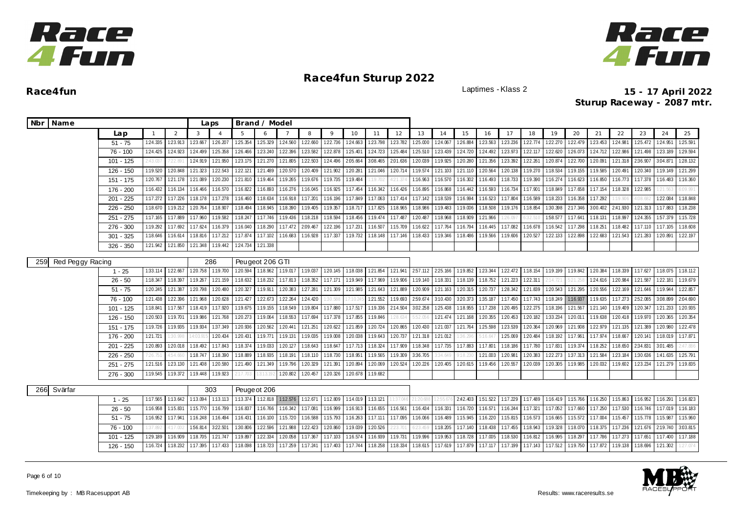# Race4fun Sturup 2022

**Race4fun**

Laptimes - Klass 2

**15 - 17 April 2022**
**Sturup Raceway - 2087 mtr.**

| Nbr | Name | | Laps | Brand / Model | | | | | | | | | | | | | | | | | | | | | | | | |
|---|---|---|---|---|---|---|---|---|---|---|---|---|---|---|---|---|---|---|---|---|---|---|---|---|---|---|---|---|
| | | **Lap** | 1 | 2 | 3 | 4 | 5 | 6 | 7 | 8 | 9 | 10 | 11 | 12 | 13 | 14 | 15 | 16 | 17 | 18 | 19 | 20 | 21 | 22 | 23 | 24 | 25 |
| | | 51 - 75 | 1:24.335 | 1:23.913 | 1:23.667 | 1:26.207 | 1:25.354 | 1:25.329 | 1:24.560 | 1:22.660 | 1:22.736 | 1:24.663 | 1:23.798 | 1:23.782 | 1:25.000 | 1:24.067 | 1:26.884 | 1:23.563 | 1:23.236 | 1:22.774 | 1:22.270 | 1:22.479 | 1:23.453 | 1:24.981 | 1:25.472 | 1:24.951 | 1:25.591 |
| | | 76 - 100 | 1:24.425 | 1:24.923 | 1:24.499 | 1:25.358 | 1:26.466 | 1:23.240 | 1:22.396 | 1:23.582 | 1:22.878 | 1:25.401 | 1:24.723 | 1:25.484 | 1:25.510 | 1:23.439 | 1:24.720 | 1:24.492 | 1:23.973 | 1:22.117 | 1:22.620 | 1:26.073 | 1:24.712 | 1:22.986 | 1:21.498 | 1:23.189 | 1:29.594 |
| | | 101 - 125 | 2:43.037 | 7:22.891 | 1:24.919 | 1:21.950 | 1:23.175 | 1:21.270 | 1:21.805 | 1:22.503 | 1:24.496 | 2:05.664 | 3:08.465 | 2:01.636 | 1:20.039 | 1:19.925 | 1:20.280 | 1:21.356 | 1:23.392 | 1:22.261 | 1:20.874 | 1:22.700 | 1:20.091 | 1:21.318 | 2:36.907 | 3:04.871 | 1:28.132 |
| | | 126 - 150 | 1:19.520 | 1:20.848 | 1:21.323 | 1:22.543 | 1:22.121 | 1:21.489 | 1:20.570 | 1:20.409 | 1:21.902 | 1:20.281 | 1:21.046 | 1:20.714 | 1:19.574 | 1:21.103 | 1:21.110 | 1:20.564 | 1:20.138 | 1:19.270 | 1:18.534 | 1:19.155 | 1:19.585 | 1:20.491 | 1:20.340 | 1:19.149 | 1:21.299 |
| | | 151 - 175 | 1:20.767 | 1:21.178 | 1:21.089 | 1:20.230 | 1:21.810 | 1:19.464 | 1:19.265 | 1:19.676 | 1:19.735 | 1:19.484 | 1:19.702 | 4:21.374 | 1:16.963 | 1:16.570 | 1:16.302 | 1:16.493 | 1:18.733 | 1:19.390 | 1:16.274 | 1:16.623 | 1:16.850 | 1:16.773 | 1:17.378 | 1:16.483 | 1:16.360 |
| | | 176 - 200 | 1:16.432 | 1:16.134 | 1:16.466 | 1:16.570 | 1:16.822 | 1:16.893 | 1:16.276 | 1:16.045 | 1:16.925 | 1:17.454 | 1:16.342 | 1:16.426 | 1:16.895 | 1:16.868 | 1:16.442 | 1:16.593 | 1:16.734 | 1:17.901 | 1:18.849 | 1:17.658 | 1:17.154 | 1:18.328 | 1:22.985 | 1:21.563 | 6:09.991 |
| | | 201 - 225 | 1:17.272 | 1:17.226 | 1:18.178 | 1:17.278 | 1:16.460 | 1:18.634 | 1:16.918 | 1:17.201 | 1:16.196 | 1:17.849 | 1:17.063 | 1:17.414 | 1:17.142 | 1:18.539 | 1:16.994 | 1:16.523 | 1:17.804 | 1:16.589 | 1:18.233 | 1:16.358 | 1:17.292 | 1:19.906 | 4:08.662 | 1:22.084 | 1:18.848 |
| | | 226 - 250 | 1:18.670 | 1:19.212 | 1:20.764 | 1:18.907 | 1:18.494 | 1:18.945 | 1:18.390 | 1:19.405 | 1:19.357 | 1:18.717 | 1:17.825 | 1:18.965 | 1:18.986 | 1:19.483 | 1:19.006 | 1:18.508 | 1:19.176 | 1:18.854 | 1:30.398 | 2:17.346 | 3:00.402 | 2:41.930 | 1:21.313 | 1:17.883 | 1:18.238 |
| | | 251 - 275 | 1:17.165 | 1:17.889 | 1:17.960 | 1:19.582 | 1:18.247 | 1:17.746 | 1:19.436 | 1:18.218 | 1:18.594 | 1:18.456 | 1:19.474 | 1:17.487 | 1:20.487 | 1:18.968 | 1:18.909 | 1:21.966 | 1:26.097 | 6:32.510 | 1:58.577 | 1:17.641 | 1:18.131 | 1:18.997 | 1:24.355 | 1:57.379 | 1:15.728 |
| | | 276 - 300 | 1:19.292 | 1:17.692 | 1:17.624 | 1:16.379 | 1:16.040 | 1:18.290 | 1:17.472 | 2:09.467 | 1:22.196 | 1:17.231 | 1:16.507 | 1:15.709 | 1:16.622 | 1:17.764 | 1:16.794 | 1:16.445 | 1:17.082 | 1:16.678 | 1:16.542 | 1:17.298 | 1:18.251 | 1:18.482 | 1:17.110 | 1:17.105 | 1:18.608 |
| | | 301 - 325 | 1:18.646 | 1:16.614 | 1:18.816 | 1:17.212 | 1:17.874 | 1:17.102 | 1:16.683 | 1:16.928 | 1:17.337 | 1:19.732 | 1:18.148 | 1:17.146 | 1:18.433 | 1:19.346 | 1:18.486 | 1:19.566 | 1:19.606 | 1:20.527 | 1:22.133 | 1:22.898 | 1:22.683 | 1:21.543 | 1:21.283 | 1:20.891 | 1:22.197 |
| | | 326 - 350 | 1:21.942 | 1:21.850 | 1:21.348 | 1:19.442 | 1:24.734 | 1:21.338 | | | | | | | | | | | | | | | | | | | |
| 259 | Red Peggy Racing | | 286 | Peugeot 206 GTI | | | | | | | | | | | | | | | | | | | | | | | | |
| | | 1 - 25 | 1:33.114 | 1:22.667 | 1:20.758 | 1:19.700 | 1:20.594 | 1:18.962 | 1:19.017 | 1:19.037 | 1:20.145 | 1:18.038 | 1:21.854 | 1:21.941 | 2:57.112 | 2:25.166 | 1:19.852 | 1:23.344 | 1:22.472 | 1:18.154 | 1:19.199 | 1:19.842 | 1:20.384 | 1:18.339 | 1:17.627 | 1:18.075 | 1:18.112 |
| | | 26 - 50 | 1:18.347 | 1:18.397 | 1:19.267 | 1:21.159 | 1:18.632 | 1:18.232 | 1:17.813 | 1:18.352 | 1:17.171 | 1:19.949 | 1:17.969 | 1:19.906 | 1:19.140 | 1:18.331 | 1:18.139 | 1:18.752 | 1:21.223 | 1:22.311 | 2:14.721 | 5:21.258 | 1:24.616 | 1:20.984 | 1:21.587 | 1:22.181 | 1:19.679 |
| | | 51 - 75 | 1:20.245 | 1:21.387 | 1:20.798 | 1:20.480 | 1:20.327 | 1:19.911 | 1:20.383 | 1:27.281 | 1:21.309 | 1:21.985 | 1:21.643 | 1:21.889 | 1:20.909 | 1:21.163 | 1:20.315 | 1:20.737 | 1:28.342 | 1:21.839 | 1:20.543 | 1:21.295 | 1:20.556 | 1:22.169 | 1:21.646 | 1:19.944 | 1:22.857 |
| | | 76 - 100 | 1:21.438 | 1:22.396 | 1:21.968 | 1:20.628 | 1:21.427 | 1:22.673 | 1:22.264 | 1:24.420 | 1:30.588 | 7:10.245 | 1:21.552 | 1:19.693 | 2:59.674 | 3:10.430 | 3:20.373 | 1:35.187 | 1:17.450 | 1:17.743 | 1:18.249 | 1:16.937 | 1:19.635 | 1:17.273 | 2:52.085 | 3:08.899 | 2:04.690 |
| | | 101 - 125 | 1:18.841 | 1:17.567 | 1:18.419 | 1:17.920 | 1:19.675 | 1:19.155 | 1:18.549 | 1:19.804 | 1:17.880 | 1:17.517 | 1:19.336 | 2:14.504 | 3:02.258 | 1:25.438 | 1:18.955 | 1:17.238 | 1:20.495 | 1:22.275 | 1:18.196 | 1:21.567 | 1:21.140 | 1:19.409 | 1:20.347 | 1:21.233 | 1:20.935 |
| | | 126 - 150 | 1:20.503 | 1:19.701 | 1:19.986 | 1:21.768 | 1:20.273 | 1:19.064 | 1:18.553 | 1:17.694 | 1:17.378 | 1:17.855 | 1:19.846 | 1:28.634 | 5:52.056 | 1:21.474 | 1:21.168 | 1:20.355 | 1:20.453 | 1:20.182 | 1:33.234 | 1:20.011 | 1:19.638 | 1:20.418 | 1:19.970 | 1:20.365 | 1:20.354 |
| | | 151 - 175 | 1:19.726 | 1:19.935 | 1:19.934 | 1:37.349 | 1:20.936 | 1:20.562 | 1:20.441 | 1:21.251 | 1:20.622 | 1:21.859 | 1:20.724 | 1:20.865 | 1:20.430 | 1:21.037 | 1:21.764 | 1:25.598 | 1:23.539 | 1:20.364 | 1:20.969 | 1:21.908 | 1:22.979 | 1:21.135 | 1:21.389 | 1:20.980 | 1:22.478 |
| | | 176 - 200 | 1:21.721 | 1:30.998 | 14:03.915 | 1:20.434 | 1:20.431 | 1:19.771 | 1:19.131 | 1:19.035 | 1:19.008 | 1:20.038 | 1:19.643 | 1:20.737 | 1:21.318 | 1:21.012 | 1:36.296 | 5:16.647 | 1:25.069 | 1:20.484 | 1:18.192 | 1:17.961 | 1:17.974 | 1:18.667 | 1:20.141 | 1:18.019 | 1:17.871 |
| | | 201 - 225 | 1:20.893 | 1:20.018 | 1:18.492 | 1:17.843 | 1:18.374 | 1:19.033 | 1:20.127 | 1:18.643 | 1:18.647 | 1:17.713 | 1:18.324 | 1:17.909 | 1:18.348 | 1:17.735 | 1:17.883 | 1:17.801 | 1:18.186 | 1:17.780 | 1:17.831 | 1:19.374 | 1:18.252 | 1:18.650 | 2:34.831 | 3:01.485 | 2:47.886 |
| | | 226 - 250 | 7:26.751 | 4:54.660 | 1:18.747 | 1:18.390 | 1:18.889 | 1:18.935 | 1:18.191 | 1:18.110 | 1:18.730 | 1:18.951 | 1:19.565 | 1:19.309 | 3:36.705 | 3:34.649 | 9:18.236 | 1:21.003 | 1:20.981 | 1:20.383 | 1:22.273 | 1:37.313 | 1:21.584 | 1:23.184 | 1:30.636 | 1:41.635 | 1:25.791 |
| | | 251 - 275 | 1:21.516 | 1:23.130 | 1:21.408 | 1:20.580 | 1:21.490 | 1:21.349 | 1:19.796 | 1:20.329 | 1:21.391 | 1:20.894 | 1:20.069 | 1:20.524 | 1:20.226 | 1:20.405 | 1:20.615 | 1:19.456 | 1:20.557 | 1:20.039 | 1:20.305 | 1:19.985 | 1:20.032 | 1:19.602 | 1:23.234 | 1:21.279 | 1:19.835 |
| | | 276 - 300 | 1:19.545 | 1:19.372 | 1:19.448 | 1:19.923 | 2:17.703 | 13:13.192 | 1:20.802 | 1:20.457 | 1:20.326 | 1:20.678 | 1:19.682 | | | | | | | | | | | | | | |
| 266 | Svärfar | | 303 | Peugeot 206 | | | | | | | | | | | | | | | | | | | | | | | | |
| | | 1 - 25 | 1:17.565 | 1:13.642 | 1:13.094 | 1:13.113 | 1:13.374 | 1:12.818 | 1:12.576 | 1:12.671 | 1:12.809 | 1:14.019 | 1:13.121 | 11:37.046 | 21:20.688 | 12:55.676 | 2:42.403 | 1:51.522 | 1:17.229 | 1:17.489 | 1:16.419 | 1:15.766 | 1:16.250 | 1:15.863 | 1:16.952 | 1:16.291 | 1:16.823 |
| | | 26 - 50 | 1:16.958 | 1:15.831 | 1:15.770 | 1:16.799 | 1:16.837 | 1:16.766 | 1:16.342 | 1:17.081 | 1:16.999 | 1:16.913 | 1:16.655 | 1:16.561 | 1:16.434 | 1:16.331 | 1:16.720 | 1:16.571 | 1:16.244 | 1:17.321 | 1:17.052 | 1:17.660 | 1:17.250 | 1:17.530 | 1:16.746 | 1:17.019 | 1:16.183 |
| | | 51 - 75 | 1:16.952 | 1:17.941 | 1:16.248 | 1:16.494 | 1:16.431 | 1:16.100 | 1:15.720 | 1:16.588 | 1:15.793 | 1:16.263 | 1:17.111 | 1:17.095 | 1:16.066 | 1:16.489 | 1:15.945 | 1:16.220 | 1:15.815 | 1:16.573 | 1:16.665 | 1:15.572 | 1:17.004 | 1:15.457 | 1:15.778 | 1:15.987 | 1:15.960 |
| | | 76 - 100 | 1:37.892 | 4:17.002 | 1:56.814 | 3:22.501 | 1:30.806 | 1:22.596 | 1:21.988 | 1:22.423 | 1:20.860 | 1:19.039 | 1:20.526 | 2:23.701 | 6:23.459 | 1:18.205 | 1:17.140 | 1:18.438 | 1:17.455 | 1:18.943 | 1:19.328 | 1:18.070 | 1:18.375 | 1:17.236 | 1:21.676 | 2:19.740 | 3:03.815 |
| | | 101 - 125 | 1:29.189 | 1:16.909 | 1:18.705 | 1:21.747 | 1:19.897 | 1:22.334 | 1:20.058 | 1:17.367 | 1:17.103 | 1:16.574 | 1:16.939 | 1:19.731 | 1:19.996 | 1:19.953 | 1:18.728 | 1:17.005 | 1:18.530 | 1:16.812 | 1:16.995 | 1:18.297 | 1:17.786 | 1:17.273 | 1:17.651 | 1:17.400 | 1:17.188 |
| | | 126 - 150 | 1:16.724 | 1:18.232 | 1:17.395 | 1:17.433 | 1:18.098 | 1:18.723 | 1:17.259 | 1:17.241 | 1:17.403 | 1:17.744 | 1:18.258 | 1:18.334 | 1:18.615 | 1:17.619 | 1:17.879 | 1:17.117 | 1:17.199 | 1:17.143 | 1:17.512 | 1:19.750 | 1:17.872 | 1:19.138 | 1:18.696 | 1:21.302 | 1:27.074 |

Timekeeping by : MB Racesupport AB

Results: www.raceresults.se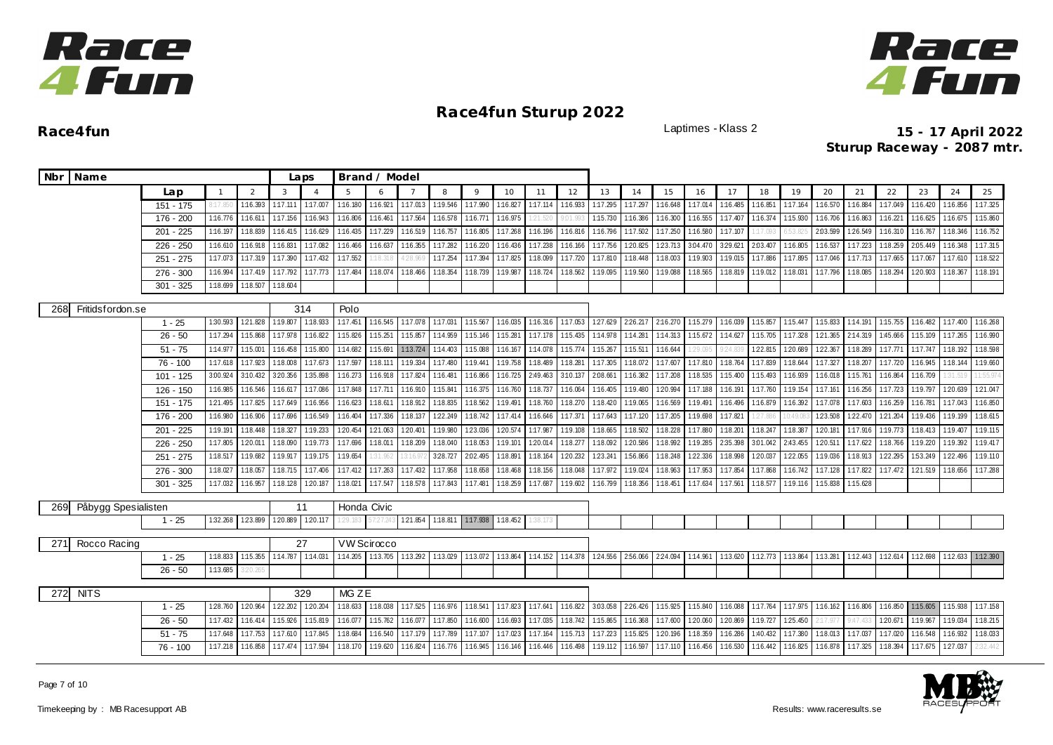# Race4fun Sturup 2022

**Race4fun**

Laptimes - Klass 2

**15 - 17 April 2022**
**Sturup Raceway - 2087 mtr.**

| Nbr | Name | Laps | Brand / Model |
|---|---|---|---|

| Lap | 1 | 2 | 3 | 4 | 5 | 6 | 7 | 8 | 9 | 10 | 11 | 12 | 13 | 14 | 15 | 16 | 17 | 18 | 19 | 20 | 21 | 22 | 23 | 24 | 25 |
|---|---|---|---|---|---|---|---|---|---|---|---|---|---|---|---|---|---|---|---|---|---|---|---|---|---|
| 151 - 175 | 8:17.850 | 1:16.393 | 1:17.111 | 1:17.007 | 1:16.180 | 1:16.921 | 1:17.013 | 1:19.546 | 1:17.990 | 1:16.827 | 1:17.114 | 1:16.933 | 1:17.295 | 1:17.297 | 1:16.648 | 1:17.014 | 1:16.485 | 1:16.851 | 1:17.164 | 1:16.570 | 1:16.884 | 1:17.049 | 1:16.420 | 1:16.856 | 1:17.325 |
| 176 - 200 | 1:16.776 | 1:16.611 | 1:17.156 | 1:16.943 | 1:16.806 | 1:16.461 | 1:17.564 | 1:16.578 | 1:16.771 | 1:16.975 | 1:21.520 | 9:01.993 | 1:15.730 | 1:16.386 | 1:16.300 | 1:16.555 | 1:17.407 | 1:16.374 | 1:15.930 | 1:16.706 | 1:16.863 | 1:16.221 | 1:16.625 | 1:16.675 | 1:15.860 |
| 201 - 225 | 1:16.197 | 1:18.839 | 1:16.415 | 1:16.629 | 1:16.435 | 1:17.229 | 1:16.519 | 1:16.757 | 1:16.805 | 1:17.268 | 1:16.196 | 1:16.816 | 1:16.796 | 1:17.502 | 1:17.250 | 1:16.580 | 1:17.107 | 1:17.093 | 6:53.825 | 2:03.599 | 1:26.549 | 1:16.310 | 1:16.767 | 1:18.346 | 1:16.752 |
| 226 - 250 | 1:16.610 | 1:16.918 | 1:16.831 | 1:17.082 | 1:16.466 | 1:16.637 | 1:16.355 | 1:17.282 | 1:16.220 | 1:16.436 | 1:17.238 | 1:16.166 | 1:17.756 | 1:20.825 | 1:23.713 | 3:04.470 | 3:29.621 | 2:03.407 | 1:16.805 | 1:16.537 | 1:17.223 | 1:18.259 | 2:05.449 | 1:16.348 | 1:17.315 |
| 251 - 275 | 1:17.073 | 1:17.319 | 1:17.390 | 1:17.432 | 1:17.552 | 1:18.318 | 4:28.969 | 1:17.254 | 1:17.394 | 1:17.825 | 1:18.099 | 1:17.720 | 1:17.810 | 1:18.448 | 1:18.003 | 1:19.903 | 1:19.015 | 1:17.886 | 1:17.895 | 1:17.046 | 1:17.713 | 1:17.665 | 1:17.067 | 1:17.610 | 1:18.522 |
| 276 - 300 | 1:16.994 | 1:17.419 | 1:17.792 | 1:17.773 | 1:17.484 | 1:18.074 | 1:18.466 | 1:18.354 | 1:18.739 | 1:19.987 | 1:18.724 | 1:18.562 | 1:19.095 | 1:19.560 | 1:19.088 | 1:18.565 | 1:18.819 | 1:19.012 | 1:18.031 | 1:17.796 | 1:18.085 | 1:18.294 | 1:20.903 | 1:18.367 | 1:18.191 |
| 301 - 325 | 1:18.699 | 1:18.507 | 1:18.604 | | | | | | | | | | | | | | | | | | | | | | |

| Nbr | Name | Laps | Brand / Model |
|---|---|---|---|
| 268 | Fritidsfordon.se | 314 | Polo |

| Lap | 1 | 2 | 3 | 4 | 5 | 6 | 7 | 8 | 9 | 10 | 11 | 12 | 13 | 14 | 15 | 16 | 17 | 18 | 19 | 20 | 21 | 22 | 23 | 24 | 25 |
|---|---|---|---|---|---|---|---|---|---|---|---|---|---|---|---|---|---|---|---|---|---|---|---|---|---|
| 1 - 25 | 1:30.593 | 1:21.828 | 1:19.807 | 1:18.933 | 1:17.451 | 1:16.545 | 1:17.078 | 1:17.031 | 1:15.567 | 1:16.035 | 1:16.316 | 1:17.053 | 1:27.629 | 2:26.217 | 2:16.270 | 1:15.279 | 1:16.039 | 1:15.857 | 1:15.447 | 1:15.833 | 1:14.191 | 1:15.755 | 1:16.482 | 1:17.400 | 1:16.268 |
| 26 - 50 | 1:17.294 | 1:15.868 | 1:17.978 | 1:16.822 | 1:15.826 | 1:15.251 | 1:15.857 | 1:14.959 | 1:15.146 | 1:15.281 | 1:17.178 | 1:15.435 | 1:14.978 | 1:14.281 | 1:14.313 | 1:15.672 | 1:14.627 | 1:15.705 | 1:17.328 | 1:21.365 | 2:14.319 | 1:45.666 | 1:15.109 | 1:17.265 | 1:16.990 |
| 51 - 75 | 1:14.977 | 1:15.001 | 1:16.458 | 1:15.800 | 1:14.682 | 1:15.691 | 1:13.724 | 1:14.403 | 1:15.088 | 1:16.167 | 1:14.078 | 1:15.774 | 1:15.267 | 1:15.511 | 1:16.644 | 1:29.095 | 9:24.839 | 1:22.815 | 1:20.689 | 1:22.367 | 1:18.289 | 1:17.771 | 1:17.747 | 1:18.192 | 1:18.598 |
| 76 - 100 | 1:17.618 | 1:17.923 | 1:18.008 | 1:17.673 | 1:17.597 | 1:18.111 | 1:19.334 | 1:17.480 | 1:19.441 | 1:19.758 | 1:18.489 | 1:18.281 | 1:17.305 | 1:18.072 | 1:17.607 | 1:17.810 | 1:18.764 | 1:17.839 | 1:18.644 | 1:17.327 | 1:18.207 | 1:17.720 | 1:16.945 | 1:18.144 | 1:19.660 |
| 101 - 125 | 3:00.924 | 3:10.432 | 3:20.356 | 1:35.898 | 1:16.273 | 1:16.918 | 1:17.824 | 1:16.481 | 1:16.866 | 1:16.725 | 2:49.463 | 3:10.137 | 2:08.661 | 1:16.382 | 1:17.208 | 1:18.535 | 1:15.400 | 1:15.493 | 1:16.939 | 1:16.018 | 1:15.761 | 1:16.864 | 1:16.709 | 1:31.519 | 11:55.974 |
| 126 - 150 | 1:16.985 | 1:16.546 | 1:16.617 | 1:17.086 | 1:17.848 | 1:17.711 | 1:16.910 | 1:15.841 | 1:16.375 | 1:16.760 | 1:18.737 | 1:16.064 | 1:16.405 | 1:19.480 | 1:20.994 | 1:17.188 | 1:16.191 | 1:17.760 | 1:19.154 | 1:17.161 | 1:16.256 | 1:17.723 | 1:19.797 | 1:20.639 | 1:21.047 |
| 151 - 175 | 1:21.495 | 1:17.825 | 1:17.649 | 1:16.956 | 1:16.623 | 1:18.611 | 1:18.912 | 1:18.835 | 1:18.562 | 1:19.491 | 1:18.760 | 1:18.270 | 1:18.420 | 1:19.065 | 1:16.569 | 1:19.491 | 1:16.496 | 1:16.879 | 1:16.392 | 1:17.078 | 1:17.603 | 1:16.259 | 1:16.781 | 1:17.043 | 1:16.850 |
| 176 - 200 | 1:16.980 | 1:16.906 | 1:17.696 | 1:16.549 | 1:16.404 | 1:17.336 | 1:18.137 | 1:22.249 | 1:18.742 | 1:17.414 | 1:16.646 | 1:17.371 | 1:17.643 | 1:17.120 | 1:17.205 | 1:19.698 | 1:17.821 | 1:27.886 | 10:49.063 | 1:23.508 | 1:22.470 | 1:21.204 | 1:19.436 | 1:19.199 | 1:18.615 |
| 201 - 225 | 1:19.191 | 1:18.448 | 1:18.327 | 1:19.233 | 1:20.454 | 1:21.063 | 1:20.401 | 1:19.980 | 1:23.036 | 1:20.574 | 1:17.987 | 1:19.108 | 1:18.665 | 1:18.502 | 1:18.228 | 1:17.880 | 1:18.201 | 1:18.247 | 1:18.387 | 1:20.181 | 1:17.916 | 1:19.773 | 1:18.413 | 1:19.407 | 1:19.115 |
| 226 - 250 | 1:17.805 | 1:20.011 | 1:18.090 | 1:19.773 | 1:17.696 | 1:18.011 | 1:18.209 | 1:18.040 | 1:18.053 | 1:19.101 | 1:20.014 | 1:18.277 | 1:18.092 | 1:20.586 | 1:18.992 | 1:19.285 | 2:35.398 | 3:01.042 | 2:43.455 | 1:20.511 | 1:17.622 | 1:18.766 | 1:19.220 | 1:19.392 | 1:19.417 |
| 251 - 275 | 1:18.517 | 1:19.682 | 1:19.917 | 1:19.175 | 1:19.654 | 1:31.962 | 13:16.972 | 3:28.727 | 2:02.495 | 1:18.891 | 1:18.164 | 1:20.232 | 1:23.241 | 1:56.866 | 1:18.248 | 1:22.336 | 1:18.998 | 1:20.037 | 1:22.055 | 1:19.036 | 1:18.913 | 1:22.295 | 1:53.249 | 1:22.496 | 1:19.110 |
| 276 - 300 | 1:18.027 | 1:18.057 | 1:18.715 | 1:17.406 | 1:17.412 | 1:17.263 | 1:17.432 | 1:17.958 | 1:18.658 | 1:18.468 | 1:18.156 | 1:18.048 | 1:17.972 | 1:19.024 | 1:18.963 | 1:17.953 | 1:17.854 | 1:17.868 | 1:16.742 | 1:17.128 | 1:17.822 | 1:17.472 | 1:21.519 | 1:18.656 | 1:17.288 |
| 301 - 325 | 1:17.032 | 1:16.957 | 1:18.128 | 1:20.187 | 1:18.021 | 1:17.547 | 1:18.578 | 1:17.843 | 1:17.481 | 1:18.259 | 1:17.687 | 1:19.602 | 1:16.799 | 1:18.356 | 1:18.451 | 1:17.634 | 1:17.561 | 1:18.577 | 1:19.116 | 1:15.838 | 1:15.628 | | | | |

| Nbr | Name | Laps | Brand / Model |
|---|---|---|---|
| 269 | Påbygg Spesialisten | 11 | Honda Civic |

| Lap | 1 | 2 | 3 | 4 | 5 | 6 | 7 | 8 | 9 | 10 | 11 |
|---|---|---|---|---|---|---|---|---|---|---|---|
| 1 - 25 | 1:32.268 | 1:23.899 | 1:20.889 | 1:20.117 | 1:29.183 | 57:27.243 | 1:21.854 | 1:18.811 | 1:17.938 | 1:18.452 | 1:38.173 |

| Nbr | Name | Laps | Brand / Model |
|---|---|---|---|
| 271 | Rocco Racing | 27 | VW Scirocco |

| Lap | 1 | 2 | 3 | 4 | 5 | 6 | 7 | 8 | 9 | 10 | 11 | 12 | 13 | 14 | 15 | 16 | 17 | 18 | 19 | 20 | 21 | 22 | 23 | 24 | 25 |
|---|---|---|---|---|---|---|---|---|---|---|---|---|---|---|---|---|---|---|---|---|---|---|---|---|---|
| 1 - 25 | 1:18.833 | 1:15.355 | 1:14.787 | 1:14.031 | 1:14.205 | 1:13.705 | 1:13.292 | 1:13.029 | 1:13.072 | 1:13.864 | 1:14.152 | 1:14.378 | 1:24.556 | 2:56.066 | 2:24.094 | 1:14.961 | 1:13.620 | 1:12.773 | 1:13.864 | 1:13.281 | 1:12.443 | 1:12.614 | 1:12.698 | 1:12.633 | 1:12.390 |
| 26 - 50 | 1:13.685 | 3:20.265 | | | | | | | | | | | | | | | | | | | | | | | |

| Nbr | Name | Laps | Brand / Model |
|---|---|---|---|
| 272 | NITS | 329 | MG ZE |

| Lap | 1 | 2 | 3 | 4 | 5 | 6 | 7 | 8 | 9 | 10 | 11 | 12 | 13 | 14 | 15 | 16 | 17 | 18 | 19 | 20 | 21 | 22 | 23 | 24 | 25 |
|---|---|---|---|---|---|---|---|---|---|---|---|---|---|---|---|---|---|---|---|---|---|---|---|---|---|
| 1 - 25 | 1:28.760 | 1:20.964 | 1:22.202 | 1:20.204 | 1:18.633 | 1:18.038 | 1:17.525 | 1:16.976 | 1:18.541 | 1:17.823 | 1:17.641 | 1:16.822 | 3:03.058 | 2:26.426 | 1:15.925 | 1:15.840 | 1:16.088 | 1:17.764 | 1:17.975 | 1:16.162 | 1:16.806 | 1:16.850 | 1:15.605 | 1:15.938 | 1:17.158 |
| 26 - 50 | 1:17.432 | 1:16.414 | 1:15.926 | 1:15.819 | 1:16.077 | 1:15.762 | 1:16.077 | 1:17.850 | 1:16.600 | 1:16.693 | 1:17.035 | 1:18.742 | 1:15.865 | 1:16.368 | 1:17.600 | 1:20.060 | 1:20.869 | 1:19.727 | 1:25.450 | 2:17.977 | 9:47.433 | 1:20.671 | 1:19.967 | 1:19.034 | 1:18.215 |
| 51 - 75 | 1:17.648 | 1:17.753 | 1:17.610 | 1:17.845 | 1:18.684 | 1:16.540 | 1:17.179 | 1:17.789 | 1:17.107 | 1:17.023 | 1:17.164 | 1:15.713 | 1:17.223 | 1:15.825 | 1:20.196 | 1:18.359 | 1:16.286 | 1:40.432 | 1:17.380 | 1:18.013 | 1:17.037 | 1:17.020 | 1:16.548 | 1:16.932 | 1:18.033 |
| 76 - 100 | 1:17.218 | 1:16.858 | 1:17.474 | 1:17.594 | 1:18.170 | 1:19.620 | 1:16.824 | 1:16.776 | 1:16.945 | 1:16.146 | 1:16.446 | 1:16.498 | 1:19.112 | 1:16.597 | 1:17.110 | 1:16.456 | 1:16.530 | 1:16.442 | 1:16.825 | 1:16.878 | 1:17.325 | 1:18.394 | 1:17.675 | 1:27.037 | 2:32.442 |

Timekeeping by : MB Racesupport AB

Results: www.raceresults.se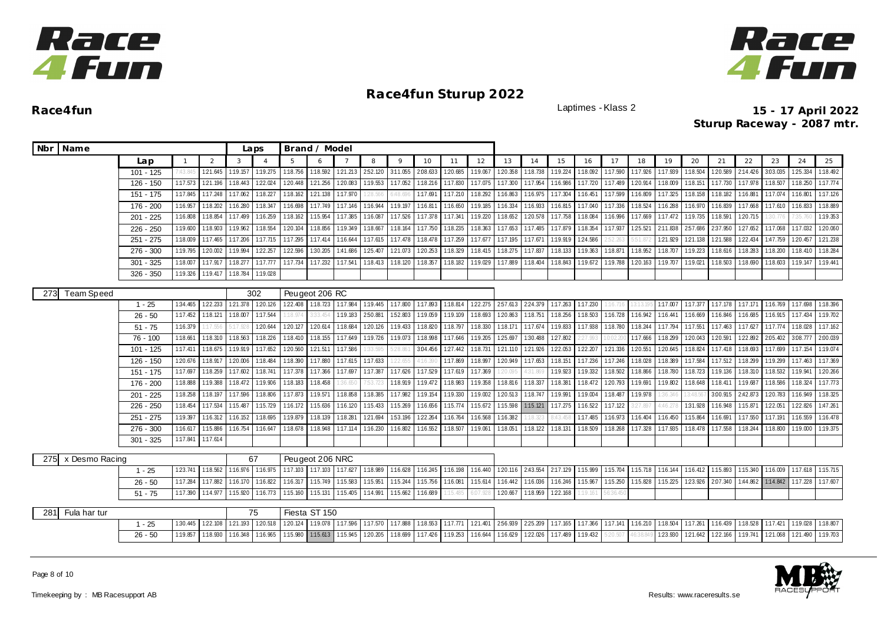# Race4fun Sturup 2022

**Race4fun** Laptimes - Klass 2 **15 - 17 April 2022**

**Sturup Raceway - 2087 mtr.**

| Nbr | Name | | Laps | Brand / Model | | | | | | | | | | | | | | | | | | | | | | | | | |
|---|---|---|---|---|---|---|---|---|---|---|---|---|---|---|---|---|---|---|---|---|---|---|---|---|---|---|---|---|---|
| | | Lap | 1 | 2 | 3 | 4 | 5 | 6 | 7 | 8 | 9 | 10 | 11 | 12 | 13 | 14 | 15 | 16 | 17 | 18 | 19 | 20 | 21 | 22 | 23 | 24 | 25 |
| | | 101 - 125 | 7:43.845 | 1:21.645 | 1:19.157 | 1:19.275 | 1:18.756 | 1:18.592 | 1:21.213 | 2:52.120 | 3:11.055 | 2:08.633 | 1:20.685 | 1:19.067 | 1:20.358 | 1:18.738 | 1:19.224 | 1:18.092 | 1:17.590 | 1:17.926 | 1:17.939 | 1:18.504 | 1:20.589 | 2:14.426 | 3:03.035 | 1:25.334 | 1:18.492 |
| | | 126 - 150 | 1:17.573 | 1:21.196 | 1:18.443 | 1:22.024 | 1:20.448 | 1:21.256 | 1:20.083 | 1:19.553 | 1:17.052 | 1:18.216 | 1:17.830 | 1:17.075 | 1:17.300 | 1:17.954 | 1:16.986 | 1:17.720 | 1:17.489 | 1:20.914 | 1:18.009 | 1:18.151 | 1:17.730 | 1:17.978 | 1:18.507 | 1:18.250 | 1:17.774 |
| | | 151 - 175 | 1:17.845 | 1:17.248 | 1:17.062 | 1:18.227 | 1:18.162 | 1:21.138 | 1:17.970 | 1:28.566 | 6:48.696 | 1:17.691 | 1:17.210 | 1:18.292 | 1:16.863 | 1:16.975 | 1:17.304 | 1:16.451 | 1:17.599 | 1:16.809 | 1:17.325 | 1:18.158 | 1:18.182 | 1:16.881 | 1:17.074 | 1:16.801 | 1:17.126 |
| | | 176 - 200 | 1:16.957 | 1:18.202 | 1:16.280 | 1:18.347 | 1:16.698 | 1:17.749 | 1:17.146 | 1:16.944 | 1:19.197 | 1:16.811 | 1:16.650 | 1:19.185 | 1:16.334 | 1:16.933 | 1:16.815 | 1:17.040 | 1:17.336 | 1:18.524 | 1:16.288 | 1:16.970 | 1:16.839 | 1:17.668 | 1:17.610 | 1:16.833 | 1:18.889 |
| | | 201 - 225 | 1:16.808 | 1:18.854 | 1:17.499 | 1:16.259 | 1:18.162 | 1:15.954 | 1:17.385 | 1:16.087 | 1:17.526 | 1:17.378 | 1:17.341 | 1:19.220 | 1:18.652 | 1:20.578 | 1:17.758 | 1:18.084 | 1:16.996 | 1:17.669 | 1:17.472 | 1:19.735 | 1:18.591 | 1:20.715 | 1:30.776 | 7:35.760 | 1:19.353 |
| | | 226 - 250 | 1:19.600 | 1:18.903 | 1:19.962 | 1:18.554 | 1:20.104 | 1:18.856 | 1:19.349 | 1:18.667 | 1:18.164 | 1:17.750 | 1:18.235 | 1:18.363 | 1:17.653 | 1:17.485 | 1:17.879 | 1:18.354 | 1:17.937 | 1:25.521 | 2:11.838 | 2:57.686 | 2:37.950 | 1:27.652 | 1:17.068 | 1:17.032 | 1:20.060 |
| | | 251 - 275 | 1:18.009 | 1:17.465 | 1:17.206 | 1:17.715 | 1:17.295 | 1:17.414 | 1:16.644 | 1:17.615 | 1:17.478 | 1:18.478 | 1:17.259 | 1:17.677 | 1:17.195 | 1:17.671 | 1:19.919 | 1:24.586 | 2:52.263 | 5:51.872 | 1:21.929 | 1:21.138 | 1:21.588 | 1:22.434 | 1:47.759 | 1:20.457 | 1:21.238 |
| | | 276 - 300 | 1:19.795 | 1:20.002 | 1:19.994 | 1:22.257 | 1:22.596 | 1:30.205 | 1:41.686 | 1:25.407 | 1:21.073 | 1:20.253 | 1:18.329 | 1:18.415 | 1:18.275 | 1:17.837 | 1:18.133 | 1:19.363 | 1:18.871 | 1:18.952 | 1:18.707 | 1:19.223 | 1:18.616 | 1:18.283 | 1:18.200 | 1:18.410 | 1:18.284 |
| | | 301 - 325 | 1:18.007 | 1:17.917 | 1:18.277 | 1:17.777 | 1:17.734 | 1:17.232 | 1:17.541 | 1:18.413 | 1:18.120 | 1:18.357 | 1:18.182 | 1:19.029 | 1:17.889 | 1:18.404 | 1:18.843 | 1:19.672 | 1:19.788 | 1:20.163 | 1:19.707 | 1:19.021 | 1:18.503 | 1:18.690 | 1:18.603 | 1:19.147 | 1:19.441 |
| | | 326 - 350 | 1:19.326 | 1:19.417 | 1:18.784 | 1:19.028 | | | | | | | | | | | | | | | | | | | | | |
| 273 | Team Speed | | | | 302 | | Peugeot 206 RC | | | | | | | | | | | | | | | | | | | | |
| | | 1 - 25 | 1:34.465 | 1:22.233 | 1:21.378 | 1:20.126 | 1:22.408 | 1:18.723 | 1:17.984 | 1:19.445 | 1:17.800 | 1:17.893 | 1:18.814 | 1:22.275 | 2:57.613 | 2:24.379 | 1:17.263 | 1:17.230 | 1:36.716 | 13:13.195 | 1:17.007 | 1:17.377 | 1:17.178 | 1:17.171 | 1:16.769 | 1:17.698 | 1:18.396 |
| | | 26 - 50 | 1:17.452 | 1:18.121 | 1:18.007 | 1:17.544 | 1:18.974 | 3:33.454 | 1:19.183 | 2:50.881 | 1:52.803 | 1:19.059 | 1:19.109 | 1:18.693 | 1:20.863 | 1:18.751 | 1:18.256 | 1:18.503 | 1:16.728 | 1:16.942 | 1:16.441 | 1:16.669 | 1:16.846 | 1:16.685 | 1:16.915 | 1:17.434 | 1:19.702 |
| | | 51 - 75 | 1:16.379 | 1:17.556 | 5:17.926 | 1:20.644 | 1:20.127 | 1:20.614 | 1:18.684 | 1:20.126 | 1:19.433 | 1:18.820 | 1:18.797 | 1:18.330 | 1:18.171 | 1:17.674 | 1:19.833 | 1:17.938 | 1:18.780 | 1:18.244 | 1:17.794 | 1:17.551 | 1:17.463 | 1:17.627 | 1:17.774 | 1:18.028 | 1:17.162 |
| | | 76 - 100 | 1:18.661 | 1:18.310 | 1:18.563 | 1:18.226 | 1:18.410 | 1:18.155 | 1:17.649 | 1:19.726 | 1:19.073 | 1:18.998 | 1:17.646 | 1:19.205 | 1:25.697 | 1:30.488 | 1:27.802 | 2:27.993 | 10:02.200 | 1:17.666 | 1:18.299 | 1:20.043 | 1:20.591 | 1:22.892 | 2:05.402 | 3:08.777 | 2:00.039 |
| | | 101 - 125 | 1:17.411 | 1:18.675 | 1:19.919 | 1:17.652 | 1:20.560 | 1:21.511 | 1:17.586 | 1:33.595 | 5:28.861 | 3:04.456 | 1:27.442 | 1:18.731 | 1:21.110 | 1:21.926 | 1:22.053 | 1:22.207 | 1:21.336 | 1:20.551 | 1:20.645 | 1:18.824 | 1:17.418 | 1:18.693 | 1:17.699 | 1:17.154 | 1:19.074 |
| | | 126 - 150 | 1:20.676 | 1:18.917 | 1:20.006 | 1:18.484 | 1:18.390 | 1:17.880 | 1:17.615 | 1:17.633 | 1:22.655 | 4:16.390 | 1:17.869 | 1:18.997 | 1:20.949 | 1:17.653 | 1:18.151 | 1:17.236 | 1:17.246 | 1:18.028 | 1:18.389 | 1:17.584 | 1:17.512 | 1:18.299 | 1:19.299 | 1:17.463 | 1:17.369 |
| | | 151 - 175 | 1:17.697 | 1:18.259 | 1:17.602 | 1:18.741 | 1:17.378 | 1:17.366 | 1:17.697 | 1:17.387 | 1:17.626 | 1:17.529 | 1:17.619 | 1:17.369 | 1:20.095 | 4:31.869 | 1:19.923 | 1:19.332 | 1:18.502 | 1:18.866 | 1:18.780 | 1:18.723 | 1:19.136 | 1:18.310 | 1:18.532 | 1:19.941 | 1:20.266 |
| | | 176 - 200 | 1:18.888 | 1:19.388 | 1:18.472 | 1:19.906 | 1:18.183 | 1:18.458 | 1:36.650 | 7:53.723 | 1:18.919 | 1:19.472 | 1:18.983 | 1:19.358 | 1:18.816 | 1:18.337 | 1:18.381 | 1:18.472 | 1:20.793 | 1:19.691 | 1:19.802 | 1:18.648 | 1:18.411 | 1:19.687 | 1:18.586 | 1:18.324 | 1:17.773 |
| | | 201 - 225 | 1:18.258 | 1:18.197 | 1:17.596 | 1:18.806 | 1:17.873 | 1:19.571 | 1:18.858 | 1:18.385 | 1:17.982 | 1:19.154 | 1:19.330 | 1:19.002 | 1:20.513 | 1:18.747 | 1:19.991 | 1:19.004 | 1:18.487 | 1:19.978 | 1:36.346 | 13:48.567 | 3:00.915 | 2:42.873 | 1:20.783 | 1:16.949 | 1:18.325 |
| | | 226 - 250 | 1:18.454 | 1:17.534 | 1:15.487 | 1:15.729 | 1:16.172 | 1:15.636 | 1:16.120 | 1:15.433 | 1:15.269 | 1:16.656 | 1:15.774 | 1:15.672 | 1:15.598 | 1:15.121 | 1:17.275 | 1:16.522 | 1:17.122 | 3:27.897 | 4:46.278 | 1:31.928 | 1:16.948 | 1:15.871 | 1:22.051 | 1:22.826 | 1:47.261 |
| | | 251 - 275 | 1:19.397 | 1:16.312 | 1:16.152 | 1:18.695 | 1:19.879 | 1:18.139 | 1:18.281 | 1:21.694 | 1:53.196 | 1:22.264 | 1:16.764 | 1:16.568 | 1:16.382 | 1:18.323 | 8:43.456 | 1:17.485 | 1:16.973 | 1:16.404 | 1:16.450 | 1:15.864 | 1:16.691 | 1:17.550 | 1:17.191 | 1:16.559 | 1:16.478 |
| | | 276 - 300 | 1:16.617 | 1:15.886 | 1:16.754 | 1:16.647 | 1:18.678 | 1:18.948 | 1:17.114 | 1:16.230 | 1:16.802 | 1:16.552 | 1:18.507 | 1:19.061 | 1:18.051 | 1:18.122 | 1:18.131 | 1:18.509 | 1:18.268 | 1:17.328 | 1:17.935 | 1:18.478 | 1:17.558 | 1:18.244 | 1:18.800 | 1:19.000 | 1:19.375 |
| | | 301 - 325 | 1:17.841 | 1:17.614 | | | | | | | | | | | | | | | | | | | | | | | |
| 275 | x Desmo Racing | | | | 67 | | Peugeot 206 NRC | | | | | | | | | | | | | | | | | | | | |
| | | 1 - 25 | 1:23.741 | 1:18.562 | 1:16.976 | 1:16.975 | 1:17.103 | 1:17.103 | 1:17.627 | 1:18.989 | 1:16.628 | 1:16.245 | 1:16.198 | 1:16.440 | 1:20.116 | 2:43.554 | 2:17.129 | 1:15.999 | 1:15.704 | 1:15.718 | 1:16.144 | 1:16.412 | 1:15.893 | 1:15.340 | 1:16.009 | 1:17.618 | 1:15.715 |
| | | 26 - 50 | 1:17.284 | 1:17.882 | 1:16.170 | 1:16.822 | 1:16.317 | 1:15.749 | 1:15.583 | 1:15.951 | 1:15.244 | 1:15.756 | 1:16.081 | 1:15.614 | 1:16.442 | 1:16.036 | 1:16.246 | 1:15.967 | 1:15.250 | 1:15.828 | 1:15.225 | 1:23.926 | 2:07.340 | 1:44.862 | 1:14.842 | 1:17.228 | 1:17.607 |
| | | 51 - 75 | 1:17.390 | 1:14.977 | 1:15.920 | 1:16.773 | 1:15.160 | 1:15.131 | 1:15.405 | 1:14.991 | 1:15.662 | 1:16.689 | 1:15.485 | 6:07.928 | 1:20.667 | 1:18.959 | 1:22.168 | 1:19.161 | 56:36.450 | | | | | | | | |
| 281 | Fula har tur | | | | 75 | | Fiesta ST 150 | | | | | | | | | | | | | | | | | | | | |
| | | 1 - 25 | 1:30.445 | 1:22.108 | 1:21.193 | 1:20.518 | 1:20.124 | 1:19.078 | 1:17.596 | 1:17.570 | 1:17.888 | 1:18.553 | 1:17.771 | 1:21.401 | 2:56.939 | 2:25.209 | 1:17.165 | 1:17.366 | 1:17.141 | 1:16.210 | 1:18.504 | 1:17.261 | 1:16.439 | 1:18.528 | 1:17.421 | 1:19.028 | 1:18.807 |
| | | 26 - 50 | 1:19.857 | 1:18.930 | 1:16.348 | 1:16.965 | 1:15.980 | 1:15.613 | 1:15.945 | 1:20.205 | 1:18.699 | 1:17.426 | 1:19.253 | 1:16.644 | 1:16.629 | 1:22.026 | 1:17.489 | 1:19.432 | 5:20.507 | 46:38.849 | 1:23.930 | 1:21.642 | 1:22.166 | 1:19.741 | 1:21.068 | 1:21.490 | 1:19.703 |

Timekeeping by : MB Racesupport AB

Results: www.raceresults.se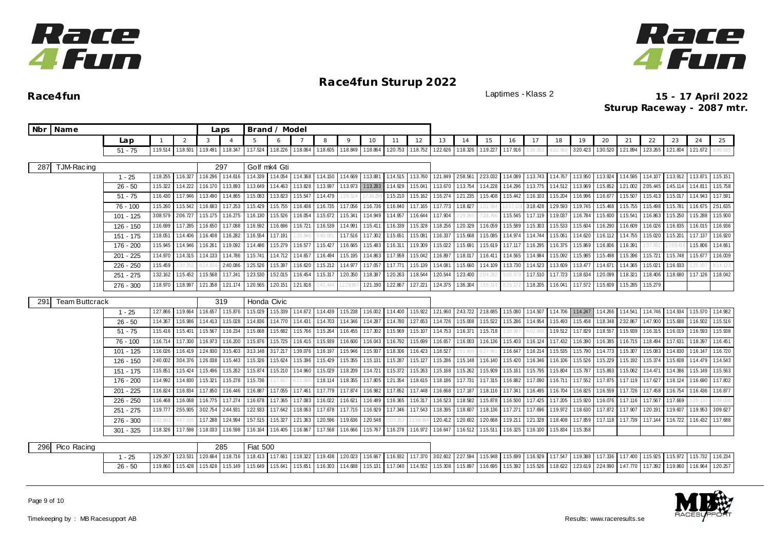# Race4fun Sturup 2022

**Race4fun** — Laptimes - Klass 2 — **15 - 17 April 2022**

**Sturup Raceway - 2087 mtr.**

| Nbr | Name | | | | Laps | | Brand / Model | | | | | | | | | | | | | | | | | | | | | | | | |
|---|---|---|---|---|---|---|---|---|---|---|---|---|---|---|---|---|---|---|---|---|---|---|---|---|---|---|---|---|---|---|---|
| | | Lap | 1 | 2 | 3 | 4 | 5 | 6 | 7 | 8 | 9 | 10 | 11 | 12 | 13 | 14 | 15 | 16 | 17 | 18 | 19 | 20 | 21 | 22 | 23 | 24 | 25 |
| | | 51 - 75 | 1:19.514 | 1:18.501 | 1:19.491 | 1:18.347 | 1:17.524 | 1:18.226 | 1:18.064 | 1:18.605 | 1:18.849 | 1:18.864 | 1:20.753 | 1:18.752 | 1:22.626 | 1:18.326 | 1:19.227 | 1:17.916 | 1:36.352 | 6:22.563 | 3:20.423 | 1:30.520 | 1:21.894 | 1:23.265 | 1:21.804 | 1:21.672 | 5:30.535 |
| 287 | TJM-Racing | | | | 297 | | Golf mk4 Gti | | | | | | | | | | | | | | | | | | | | |
| | | 1 - 25 | 1:18.255 | 1:16.327 | 1:16.296 | 1:14.616 | 1:14.339 | 1:14.054 | 1:14.368 | 1:14.150 | 1:14.669 | 1:13.881 | 1:14.515 | 1:13.760 | 1:21.849 | 2:58.561 | 2:23.032 | 1:14.089 | 1:13.743 | 1:14.767 | 1:13.950 | 1:13.924 | 1:14.595 | 1:14.107 | 1:13.912 | 1:13.871 | 1:15.151 |
| | | 26 - 50 | 1:15.322 | 1:14.222 | 1:16.170 | 1:13.893 | 1:13.649 | 1:14.463 | 1:13.828 | 1:13.997 | 1:13.973 | 1:13.283 | 1:14.929 | 1:15.041 | 1:13.670 | 1:13.754 | 1:14.228 | 1:14.296 | 1:13.775 | 1:14.512 | 1:13.969 | 1:15.852 | 1:21.002 | 2:05.445 | 1:45.114 | 1:14.811 | 1:15.758 |
| | | 51 - 75 | 1:16.430 | 1:17.946 | 1:13.490 | 1:14.865 | 1:15.083 | 1:13.823 | 1:15.547 | 1:14.479 | 1:29.514 | 17:36.296 | 1:15.210 | 1:15.162 | 1:16.274 | 1:21.235 | 1:15.408 | 1:15.442 | 1:16.103 | 1:15.204 | 1:16.996 | 1:16.677 | 1:15.507 | 1:15.413 | 1:15.017 | 1:14.943 | 1:17.591 |
| | | 76 - 100 | 1:15.260 | 1:15.542 | 1:16.683 | 1:17.253 | 1:15.429 | 1:15.755 | 1:16.408 | 1:16.735 | 1:17.056 | 1:16.736 | 1:16.840 | 1:17.165 | 1:17.773 | 1:18.827 | 1:32.584 | 12:57.139 | 3:18.428 | 1:29.593 | 1:19.745 | 1:15.468 | 1:15.755 | 1:15.498 | 1:15.781 | 1:16.675 | 2:51.635 |
| | | 101 - 125 | 3:08.579 | 2:06.727 | 1:15.175 | 1:16.275 | 1:16.130 | 1:15.526 | 1:16.054 | 1:15.672 | 1:15.341 | 1:14.949 | 1:14.957 | 1:16.644 | 1:17.904 | 2:29.265 | 7:28.766 | 1:15.545 | 1:17.119 | 1:19.037 | 1:16.784 | 1:15.600 | 1:15.541 | 1:16.863 | 1:15.250 | 1:15.288 | 1:15.900 |
| | | 126 - 150 | 1:16.699 | 1:17.285 | 1:16.650 | 1:17.088 | 1:16.592 | 1:16.696 | 1:16.721 | 1:16.539 | 1:14.991 | 1:15.411 | 1:16.339 | 1:15.328 | 1:18.256 | 1:20.329 | 1:16.059 | 1:15.589 | 1:15.303 | 1:15.533 | 1:15.604 | 1:16.290 | 1:16.609 | 1:16.026 | 1:16.835 | 1:16.015 | 1:16.936 |
| | | 151 - 175 | 1:18.051 | 1:14.406 | 1:16.408 | 1:16.282 | 1:16.554 | 1:17.191 | 1:30.946 | 5:40.091 | 1:17.516 | 1:17.302 | 1:15.651 | 1:15.081 | 1:16.337 | 1:15.668 | 1:15.085 | 1:14.974 | 1:14.744 | 1:15.061 | 1:14.620 | 1:16.112 | 1:14.755 | 1:15.020 | 1:15.201 | 1:17.137 | 1:16.920 |
| | | 176 - 200 | 1:15.945 | 1:14.946 | 1:16.261 | 1:19.092 | 1:14.486 | 1:15.279 | 1:16.577 | 1:15.427 | 1:16.665 | 1:15.483 | 1:16.311 | 1:19.309 | 1:15.022 | 1:15.691 | 1:15.619 | 1:17.117 | 1:16.295 | 1:16.375 | 1:15.869 | 1:16.806 | 1:16.391 | 1:37.691 | 17:09.416 | 1:15.806 | 1:14.661 |
| | | 201 - 225 | 1:14.970 | 1:14.315 | 1:14.133 | 1:14.786 | 1:15.741 | 1:14.712 | 1:14.657 | 1:16.494 | 1:15.195 | 1:14.863 | 1:17.959 | 1:15.042 | 1:16.897 | 1:18.017 | 1:16.411 | 1:14.565 | 1:14.984 | 1:15.092 | 1:15.985 | 1:15.498 | 1:15.396 | 1:15.721 | 1:15.748 | 1:15.677 | 1:16.009 |
| | | 226 - 250 | 1:15.459 | 1:30.252 | 8:14.834 | 2:40.086 | 1:25.526 | 1:15.397 | 1:16.620 | 1:15.212 | 1:14.977 | 1:17.057 | 1:17.771 | 1:15.139 | 1:14.081 | 1:15.660 | 1:14.109 | 1:13.730 | 1:14.523 | 1:13.609 | 1:13.477 | 1:14.671 | 1:14.365 | 1:15.021 | 1:16.933 | 1:25.937 | 8:14.123 |
| | | 251 - 275 | 1:32.162 | 1:15.452 | 1:15.568 | 1:17.241 | 1:23.530 | 1:52.015 | 1:16.454 | 1:15.317 | 1:20.350 | 1:18.387 | 1:20.263 | 1:18.544 | 1:20.544 | 1:23.400 | 2:04.292 | 5:06.573 | 1:17.510 | 1:17.723 | 1:18.634 | 1:20.099 | 1:18.321 | 1:18.406 | 1:18.680 | 1:17.126 | 1:18.042 |
| | | 276 - 300 | 1:18.970 | 1:18.997 | 1:21.358 | 1:21.174 | 1:20.565 | 1:20.151 | 1:21.818 | 1:41.444 | 11:29.687 | 1:21.190 | 1:22.867 | 1:27.221 | 1:24.375 | 1:36.304 | 1:55.314 | 6:25.172 | 1:18.205 | 1:16.041 | 1:17.572 | 1:15.609 | 1:15.285 | 1:15.279 | | | |
| 291 | Team Buttcrack | | | | 319 | | Honda Civic | | | | | | | | | | | | | | | | | | | | |
| | | 1 - 25 | 1:27.866 | 1:19.664 | 1:16.657 | 1:15.876 | 1:15.029 | 1:15.339 | 1:14.672 | 1:14.439 | 1:15.238 | 1:16.002 | 1:14.400 | 1:15.922 | 1:21.960 | 2:43.722 | 2:18.685 | 1:15.080 | 1:14.507 | 1:14.706 | 1:14.247 | 1:14.266 | 1:14.541 | 1:14.746 | 1:14.934 | 1:15.570 | 1:14.982 |
| | | 26 - 50 | 1:14.367 | 1:16.986 | 1:14.413 | 1:15.028 | 1:14.836 | 1:14.770 | 1:14.431 | 1:14.703 | 1:14.346 | 1:14.287 | 1:14.780 | 1:27.653 | 1:14.726 | 1:15.008 | 1:15.522 | 1:15.286 | 1:14.954 | 1:15.493 | 1:15.458 | 1:18.348 | 2:32.867 | 1:47.900 | 1:15.688 | 1:16.502 | 1:15.516 |
| | | 51 - 75 | 1:15.416 | 1:15.401 | 1:15.567 | 1:16.234 | 1:15.668 | 1:15.682 | 1:15.766 | 1:15.264 | 1:16.455 | 1:17.302 | 1:15.969 | 1:15.107 | 1:14.753 | 1:16.371 | 1:15.718 | 1:30.987 | 6:02.898 | 1:19.512 | 1:17.829 | 1:18.557 | 1:15.939 | 1:16.315 | 1:16.019 | 1:16.593 | 1:15.938 |
| | | 76 - 100 | 1:16.714 | 1:17.300 | 1:16.973 | 1:16.200 | 1:15.876 | 1:15.725 | 1:16.415 | 1:15.939 | 1:16.600 | 1:16.043 | 1:16.792 | 1:15.699 | 1:16.657 | 1:16.003 | 1:16.136 | 1:15.403 | 1:16.124 | 1:17.432 | 1:16.390 | 1:16.385 | 1:16.715 | 1:18.494 | 1:17.631 | 1:18.397 | 1:16.451 |
| | | 101 - 125 | 1:16.026 | 1:16.419 | 1:24.930 | 3:15.403 | 3:13.148 | 3:17.217 | 1:39.076 | 1:16.197 | 1:15.946 | 1:15.937 | 1:18.306 | 1:16.423 | 1:18.527 | 2:51.806 | 6:27.961 | 1:16.647 | 1:16.214 | 1:15.535 | 1:15.790 | 1:14.773 | 1:15.307 | 1:15.083 | 1:14.830 | 1:16.147 | 1:16.720 |
| | | 126 - 150 | 2:40.002 | 3:04.376 | 1:26.038 | 1:15.443 | 1:15.326 | 1:15.624 | 1:15.396 | 1:15.429 | 1:15.355 | 1:15.131 | 1:15.287 | 1:15.127 | 1:15.286 | 1:15.148 | 1:16.140 | 1:15.420 | 1:16.346 | 1:16.106 | 1:15.526 | 1:15.229 | 1:15.192 | 1:15.374 | 1:15.608 | 1:14.479 | 1:14.543 |
| | | 151 - 175 | 1:15.851 | 1:15.424 | 1:15.496 | 1:15.262 | 1:15.874 | 1:15.210 | 1:14.960 | 1:15.029 | 1:18.209 | 1:14.721 | 1:15.372 | 1:15.263 | 1:15.168 | 1:15.262 | 1:15.909 | 1:15.161 | 1:15.795 | 1:15.804 | 1:15.787 | 1:15.893 | 1:15.062 | 1:14.471 | 1:14.386 | 1:15.149 | 1:15.563 |
| | | 176 - 200 | 1:14.992 | 1:14.830 | 1:15.321 | 1:15.278 | 1:15.736 | 1:17.657 | 6:11.065 | 1:18.114 | 1:18.355 | 1:17.805 | 1:21.354 | 1:18.615 | 1:18.186 | 1:17.731 | 1:17.315 | 1:16.882 | 1:17.090 | 1:16.711 | 1:17.552 | 1:17.875 | 1:17.119 | 1:17.627 | 1:18.124 | 1:16.690 | 1:17.802 |
| | | 201 - 225 | 1:16.824 | 1:16.834 | 1:17.850 | 1:16.446 | 1:16.887 | 1:17.055 | 1:17.461 | 1:17.779 | 1:17.874 | 1:16.982 | 1:17.852 | 1:17.448 | 1:16.668 | 1:17.187 | 1:18.116 | 1:17.341 | 1:16.495 | 1:16.704 | 1:16.825 | 1:16.559 | 1:17.726 | 1:17.458 | 1:16.754 | 1:16.436 | 1:16.877 |
| | | 226 - 250 | 1:16.468 | 1:16.068 | 1:16.775 | 1:17.274 | 1:16.678 | 1:17.365 | 1:17.083 | 1:16.022 | 1:16.621 | 1:16.489 | 1:16.365 | 1:16.317 | 1:16.523 | 1:18.582 | 1:15.878 | 1:16.500 | 1:17.425 | 1:17.205 | 1:15.920 | 1:16.076 | 1:17.116 | 1:17.567 | 1:17.669 | 1:20.130 | 5:38.036 |
| | | 251 - 275 | 1:19.777 | 2:55.905 | 3:02.754 | 2:44.931 | 1:22.933 | 1:17.642 | 1:18.063 | 1:17.678 | 1:17.715 | 1:16.929 | 1:17.346 | 1:17.543 | 1:18.395 | 1:18.607 | 1:18.136 | 1:17.271 | 1:17.696 | 1:19.972 | 1:18.630 | 1:17.872 | 1:17.907 | 1:20.191 | 1:19.607 | 1:19.953 | 3:09.627 |
| | | 276 - 300 | 3:32.603 | 4:47.536 | 1:27.288 | 1:24.994 | 1:57.515 | 1:15.327 | 1:21.363 | 1:20.596 | 1:19.636 | 1:20.548 | 5:03.353 | 21:58.384 | 1:20.412 | 1:20.602 | 1:20.668 | 1:19.211 | 1:21.328 | 1:18.408 | 1:17.859 | 1:17.118 | 1:17.739 | 1:17.144 | 1:16.722 | 1:16.432 | 1:17.688 |
| | | 301 - 325 | 1:18.326 | 1:17.598 | 1:18.033 | 1:16.598 | 1:16.164 | 1:16.405 | 1:16.867 | 1:17.568 | 1:16.666 | 1:15.767 | 1:16.278 | 1:16.972 | 1:16.647 | 1:16.512 | 1:15.511 | 1:16.325 | 1:16.100 | 1:15.834 | 1:15.358 | | | | | | |
| 296 | Pico Racing | | | | 285 | | Fiat 500 | | | | | | | | | | | | | | | | | | | | |
| | | 1 - 25 | 1:29.297 | 1:23.531 | 1:20.664 | 1:18.716 | 1:18.413 | 1:17.661 | 1:18.322 | 1:19.438 | 1:20.023 | 1:16.667 | 1:16.932 | 1:17.370 | 3:02.602 | 2:27.594 | 1:15.948 | 1:15.699 | 1:16.929 | 1:17.547 | 1:19.388 | 1:17.336 | 1:17.400 | 1:15.925 | 1:15.972 | 1:15.732 | 1:16.234 |
| | | 26 - 50 | 1:19.860 | 1:15.428 | 1:15.628 | 1:15.149 | 1:15.649 | 1:15.641 | 1:15.651 | 1:16.303 | 1:14.688 | 1:15.131 | 1:17.040 | 1:14.552 | 1:15.308 | 1:15.897 | 1:16.695 | 1:15.392 | 1:15.526 | 1:18.622 | 1:23.619 | 2:24.990 | 1:47.770 | 1:17.392 | 1:19.860 | 1:16.964 | 1:20.257 |

Timekeeping by : MB Racesupport AB

Results: www.raceresults.se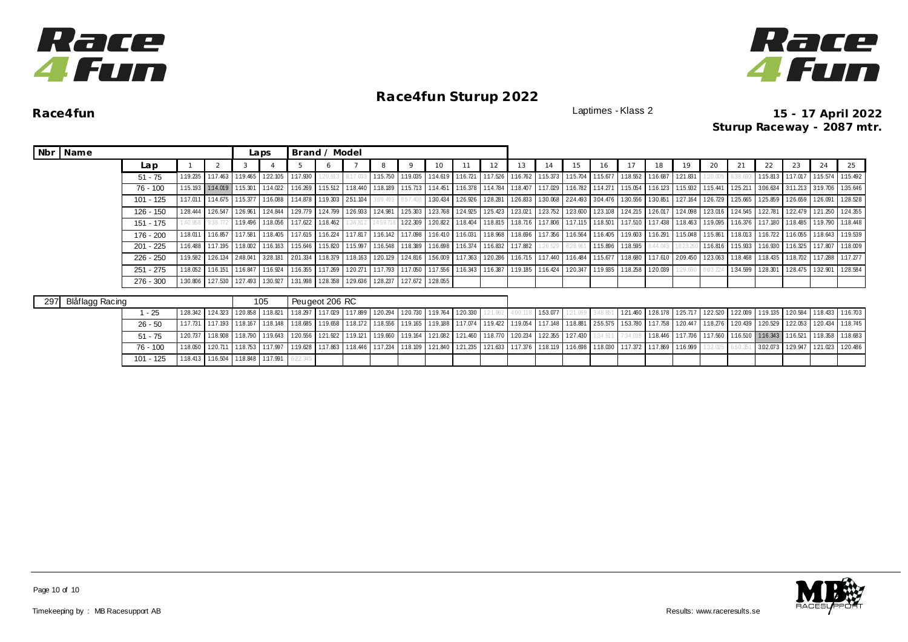# Race4fun Sturup 2022

**Race4fun**

Laptimes - Klass 2

**15 - 17 April 2022**
**Sturup Raceway - 2087 mtr.**

| Nbr | Name | | Laps | Brand / Model |
|---|---|---|---|---|

| Lap | 1 | 2 | 3 | 4 | 5 | 6 | 7 | 8 | 9 | 10 | 11 | 12 | 13 | 14 | 15 | 16 | 17 | 18 | 19 | 20 | 21 | 22 | 23 | 24 | 25 |
|---|---|---|---|---|---|---|---|---|---|---|---|---|---|---|---|---|---|---|---|---|---|---|---|---|---|
| 51 - 75 | 1:19.235 | 1:17.463 | 1:19.465 | 1:22.105 | 1:17.930 | 1:20.913 | 8:17.035 | 1:15.750 | 1:19.035 | 1:14.619 | 1:16.721 | 1:17.526 | 1:16.762 | 1:15.373 | 1:15.704 | 1:15.677 | 1:18.552 | 1:16.687 | 1:21.831 | 1:20.005 | 6:38.693 | 1:15.813 | 1:17.017 | 1:15.574 | 1:15.492 |
| 76 - 100 | 1:15.193 | 1:14.019 | 1:15.301 | 1:14.022 | 1:16.269 | 1:15.512 | 1:18.440 | 1:18.189 | 1:15.713 | 1:14.451 | 1:16.378 | 1:14.784 | 1:18.407 | 1:17.029 | 1:16.782 | 1:14.271 | 1:15.054 | 1:16.123 | 1:15.932 | 1:15.441 | 1:25.211 | 3:06.634 | 3:11.213 | 3:19.706 | 1:35.646 |
| 101 - 125 | 1:17.011 | 1:14.675 | 1:15.377 | 1:16.088 | 1:14.878 | 1:19.303 | 2:51.104 | 3:09.493 | 8:57.408 | 1:30.434 | 1:26.926 | 1:28.281 | 1:26.833 | 1:30.068 | 2:24.493 | 3:04.476 | 1:30.556 | 1:30.851 | 1:27.164 | 1:26.729 | 1:25.665 | 1:25.859 | 1:26.659 | 1:26.091 | 1:28.528 |
| 126 - 150 | 1:28.444 | 1:26.547 | 1:26.961 | 1:24.844 | 1:29.779 | 1:24.799 | 1:26.933 | 1:24.981 | 1:25.303 | 1:23.768 | 1:24.925 | 1:25.423 | 1:23.021 | 1:23.752 | 1:23.600 | 1:23.108 | 1:24.215 | 1:26.017 | 1:24.098 | 1:23.016 | 1:24.545 | 1:22.781 | 1:22.479 | 1:21.250 | 1:24.355 |
| 151 - 175 | 1:40.958 | 9:36.772 | 1:19.496 | 1:18.056 | 1:17.622 | 1:18.462 | 1:38.812 | 14:59.718 | 1:22.309 | 1:20.822 | 1:18.404 | 1:18.815 | 1:18.716 | 1:17.806 | 1:17.115 | 1:18.501 | 1:17.510 | 1:17.438 | 1:18.463 | 1:19.095 | 1:16.376 | 1:17.180 | 1:18.485 | 1:19.790 | 1:18.448 |
| 176 - 200 | 1:18.011 | 1:16.857 | 1:17.581 | 1:18.405 | 1:17.615 | 1:16.224 | 1:17.817 | 1:16.142 | 1:17.098 | 1:16.410 | 1:16.031 | 1:18.968 | 1:18.696 | 1:17.356 | 1:16.564 | 1:16.405 | 1:19.603 | 1:16.291 | 1:15.048 | 1:15.861 | 1:18.013 | 1:16.722 | 1:16.055 | 1:18.643 | 1:19.539 |
| 201 - 225 | 1:16.488 | 1:17.195 | 1:18.002 | 1:16.163 | 1:15.646 | 1:15.820 | 1:15.997 | 1:16.548 | 1:18.389 | 1:16.698 | 1:16.374 | 1:16.832 | 1:17.882 | 1:26.529 | 8:28.961 | 1:15.896 | 1:18.595 | 8:44.043 | 18:23.269 | 1:16.816 | 1:15.933 | 1:16.930 | 1:16.325 | 1:17.807 | 1:18.009 |
| 226 - 250 | 1:19.582 | 1:26.134 | 2:48.041 | 3:28.181 | 2:01.334 | 1:18.379 | 1:18.163 | 1:20.129 | 1:24.816 | 1:56.009 | 1:17.363 | 1:20.286 | 1:16.715 | 1:17.440 | 1:16.484 | 1:15.677 | 1:18.680 | 1:17.610 | 2:09.450 | 1:23.063 | 1:18.468 | 1:18.435 | 1:18.702 | 1:17.288 | 1:17.277 |
| 251 - 275 | 1:18.052 | 1:16.151 | 1:16.847 | 1:16.924 | 1:16.355 | 1:17.269 | 1:20.271 | 1:17.793 | 1:17.050 | 1:17.556 | 1:16.343 | 1:16.387 | 1:19.185 | 1:16.424 | 1:20.347 | 1:19.935 | 1:18.258 | 1:20.039 | 1:29.690 | 8:03.224 | 1:34.599 | 1:28.301 | 1:28.475 | 1:32.901 | 1:28.584 |
| 276 - 300 | 1:30.806 | 1:27.530 | 1:27.493 | 1:30.927 | 1:31.998 | 1:28.358 | 1:29.636 | 1:28.237 | 1:27.672 | 1:28.055 | | | | | | | | | | | | | | | |

| 297 | Blåflagg Racing | | 105 | Peugeot 206 RC |
|---|---|---|---|---|

| Lap | 1 | 2 | 3 | 4 | 5 | 6 | 7 | 8 | 9 | 10 | 11 | 12 | 13 | 14 | 15 | 16 | 17 | 18 | 19 | 20 | 21 | 22 | 23 | 24 | 25 |
|---|---|---|---|---|---|---|---|---|---|---|---|---|---|---|---|---|---|---|---|---|---|---|---|---|---|
| 1 - 25 | 1:28.342 | 1:24.323 | 1:20.858 | 1:18.821 | 1:18.297 | 1:17.029 | 1:17.899 | 1:20.294 | 1:20.730 | 1:19.764 | 1:20.330 | 1:21.962 | 4:00.118 | 1:53.077 | 1:21.069 | 3:48.851 | 1:21.460 | 1:28.178 | 1:25.717 | 1:22.520 | 1:22.009 | 1:19.135 | 1:20.584 | 1:18.433 | 1:16.703 |
| 26 - 50 | 1:17.731 | 1:17.193 | 1:18.167 | 1:18.148 | 1:18.685 | 1:19.658 | 1:18.172 | 1:18.556 | 1:19.165 | 1:19.188 | 1:17.074 | 1:19.422 | 1:19.054 | 1:17.148 | 1:18.881 | 2:55.575 | 1:53.780 | 1:17.758 | 1:20.447 | 1:18.276 | 1:20.439 | 1:20.529 | 1:22.053 | 1:20.434 | 1:18.745 |
| 51 - 75 | 1:20.737 | 1:18.908 | 1:18.790 | 1:19.643 | 1:20.556 | 1:21.922 | 1:19.121 | 1:19.660 | 1:19.164 | 1:21.082 | 1:21.460 | 1:18.770 | 1:20.234 | 1:22.355 | 1:27.430 | 1:34.511 | 7:34.018 | 1:18.446 | 1:17.706 | 1:17.560 | 1:16.510 | 1:16.343 | 1:16.521 | 1:18.358 | 1:18.683 |
| 76 - 100 | 1:18.050 | 1:20.711 | 1:18.753 | 1:17.997 | 1:19.628 | 1:17.863 | 1:18.446 | 1:17.234 | 1:18.109 | 1:21.840 | 1:21.235 | 1:21.633 | 1:17.376 | 1:18.119 | 1:16.698 | 1:18.030 | 1:17.372 | 1:17.869 | 1:16.999 | 1:32.025 | 6:50.351 | 3:02.073 | 1:29.947 | 1:21.023 | 1:20.486 |
| 101 - 125 | 1:18.413 | 1:16.504 | 1:18.848 | 1:17.991 | 6:22.345 | | | | | | | | | | | | | | | | | | | | |

Timekeeping by : MB Racesupport AB

Results: www.raceresults.se